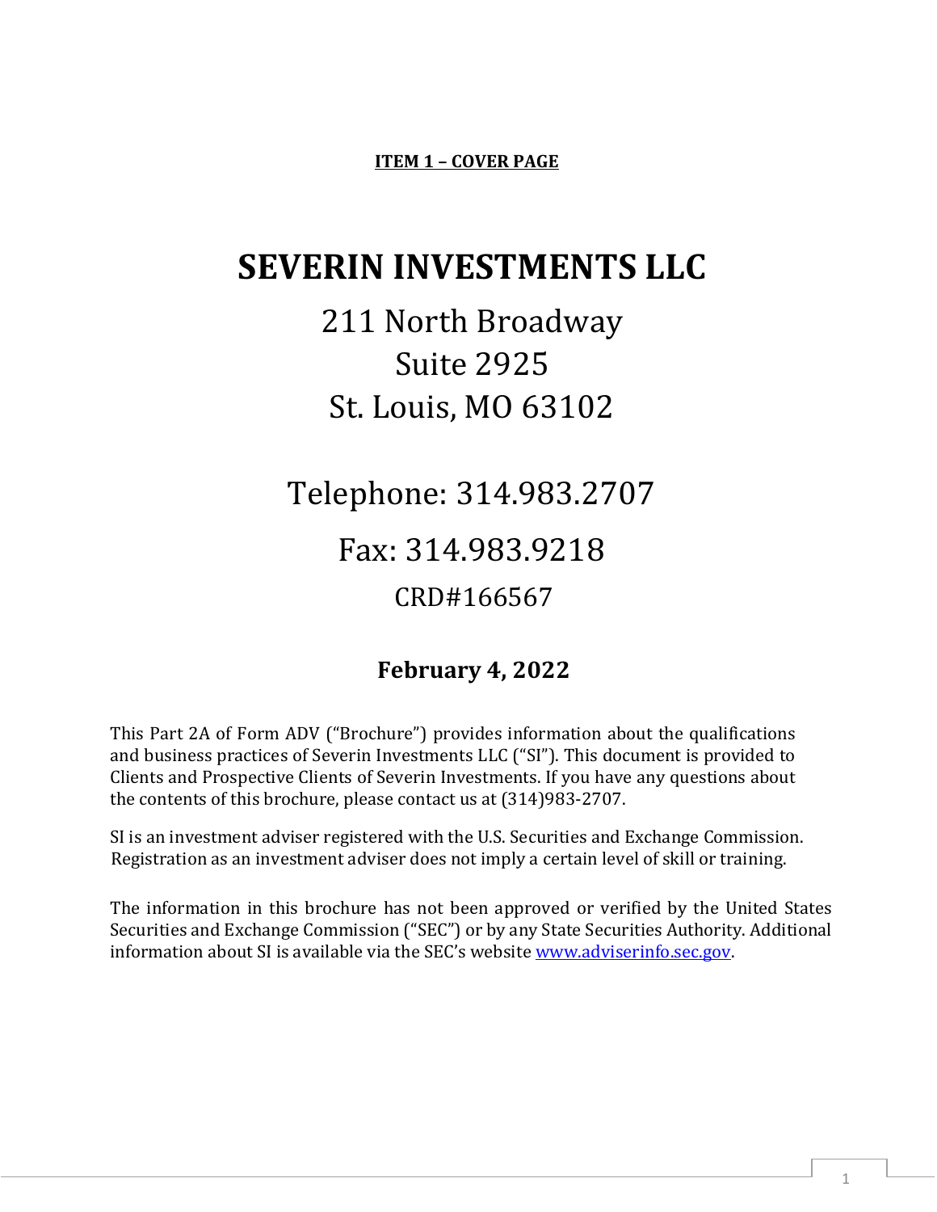**ITEM 1 – COVER PAGE**

# SEVERIN INVESTMENTS LLC

211 North Broadway
Suite 2925
St. Louis, MO 63102

Telephone: 314.983.2707

Fax: 314.983.9218

CRD#166567

**February 4, 2022**

This Part 2A of Form ADV ("Brochure") provides information about the qualifications and business practices of Severin Investments LLC ("SI"). This document is provided to Clients and Prospective Clients of Severin Investments. If you have any questions about the contents of this brochure, please contact us at (314)983-2707.

SI is an investment adviser registered with the U.S. Securities and Exchange Commission. Registration as an investment adviser does not imply a certain level of skill or training.

The information in this brochure has not been approved or verified by the United States Securities and Exchange Commission ("SEC") or by any State Securities Authority. Additional information about SI is available via the SEC's website www.adviserinfo.sec.gov.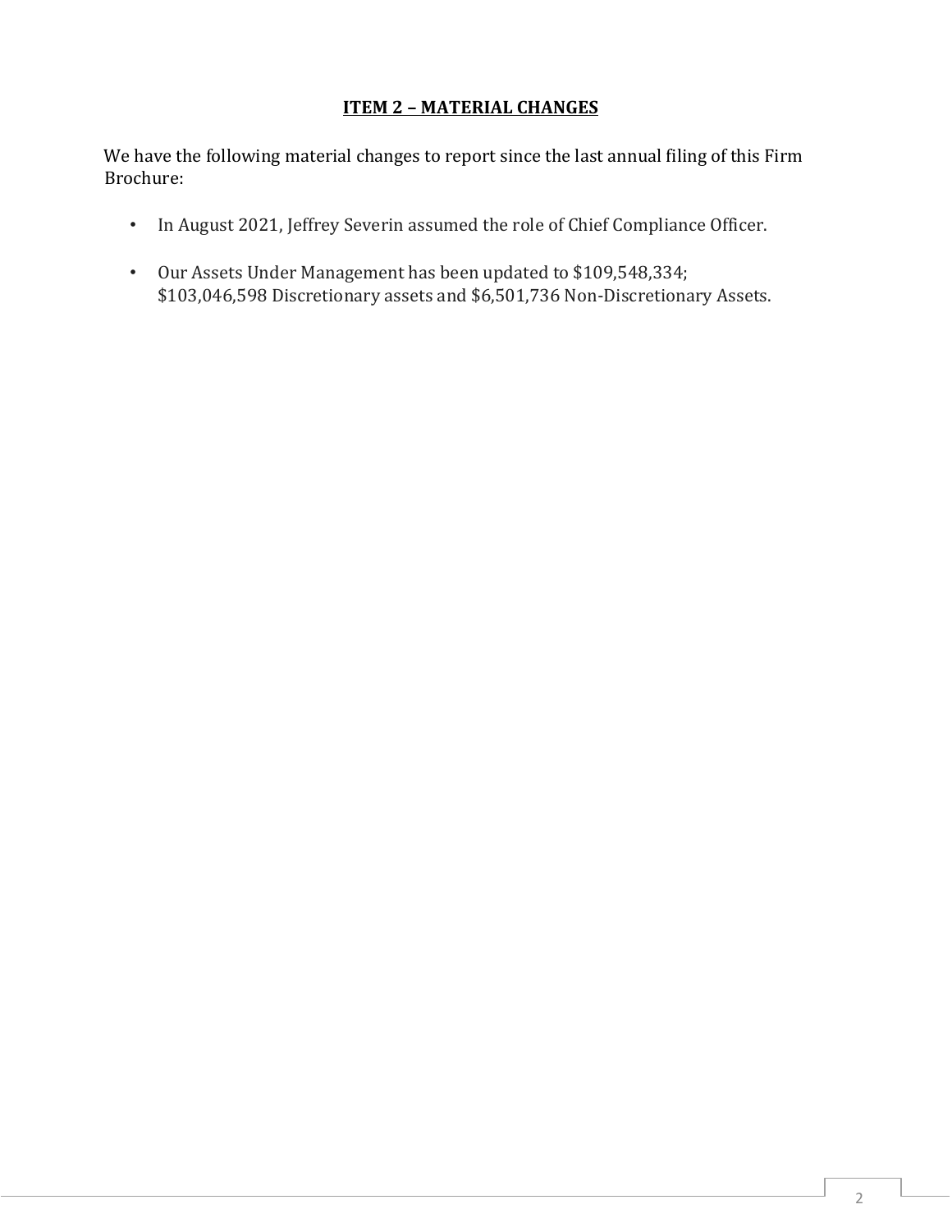## ITEM 2 – MATERIAL CHANGES

We have the following material changes to report since the last annual filing of this Firm Brochure:

- In August 2021, Jeffrey Severin assumed the role of Chief Compliance Officer.
- Our Assets Under Management has been updated to $109,548,334; $103,046,598 Discretionary assets and $6,501,736 Non-Discretionary Assets.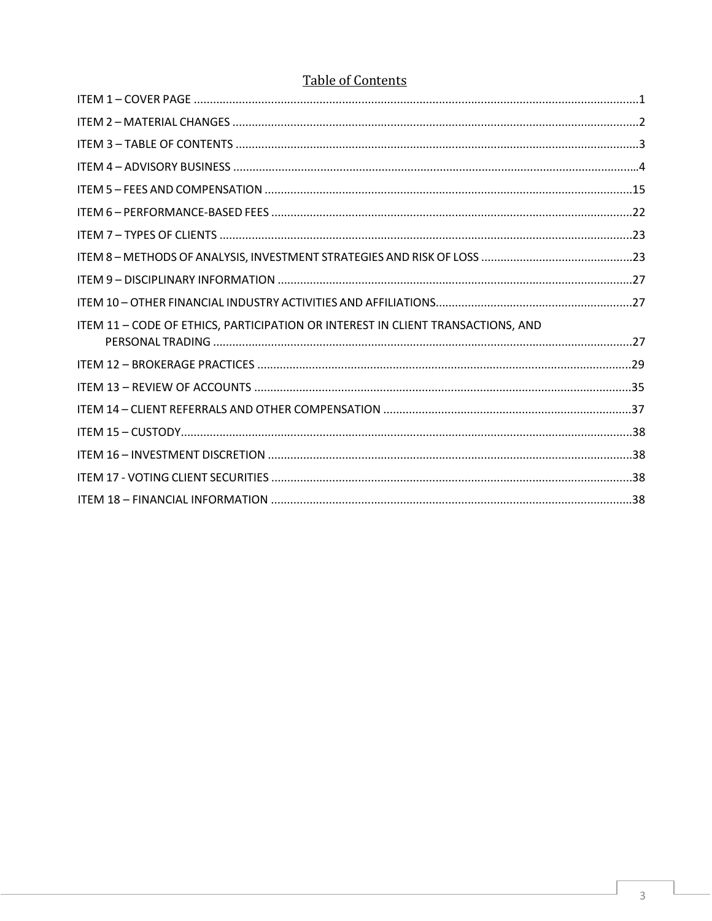# Table of Contents

ITEM 1 – COVER PAGE ....................................................................................................................................1

ITEM 2 – MATERIAL CHANGES ........................................................................................................................2

ITEM 3 – TABLE OF CONTENTS .......................................................................................................................3

ITEM 4 – ADVISORY BUSINESS ........................................................................................................................4

ITEM 5 – FEES AND COMPENSATION ............................................................................................................15

ITEM 6 – PERFORMANCE-BASED FEES ...........................................................................................................22

ITEM 7 – TYPES OF CLIENTS ...........................................................................................................................23

ITEM 8 – METHODS OF ANALYSIS, INVESTMENT STRATEGIES AND RISK OF LOSS ..............................................23

ITEM 9 – DISCIPLINARY INFORMATION ..........................................................................................................27

ITEM 10 – OTHER FINANCIAL INDUSTRY ACTIVITIES AND AFFILIATIONS............................................................27

ITEM 11 – CODE OF ETHICS, PARTICIPATION OR INTEREST IN CLIENT TRANSACTIONS, AND PERSONAL TRADING ..................................................................................................................................27

ITEM 12 – BROKERAGE PRACTICES ................................................................................................................29

ITEM 13 – REVIEW OF ACCOUNTS ..................................................................................................................35

ITEM 14 – CLIENT REFERRALS AND OTHER COMPENSATION ............................................................................37

ITEM 15 – CUSTODY.......................................................................................................................................38

ITEM 16 – INVESTMENT DISCRETION ..............................................................................................................38

ITEM 17 - VOTING CLIENT SECURITIES .............................................................................................................38

ITEM 18 – FINANCIAL INFORMATION ..............................................................................................................38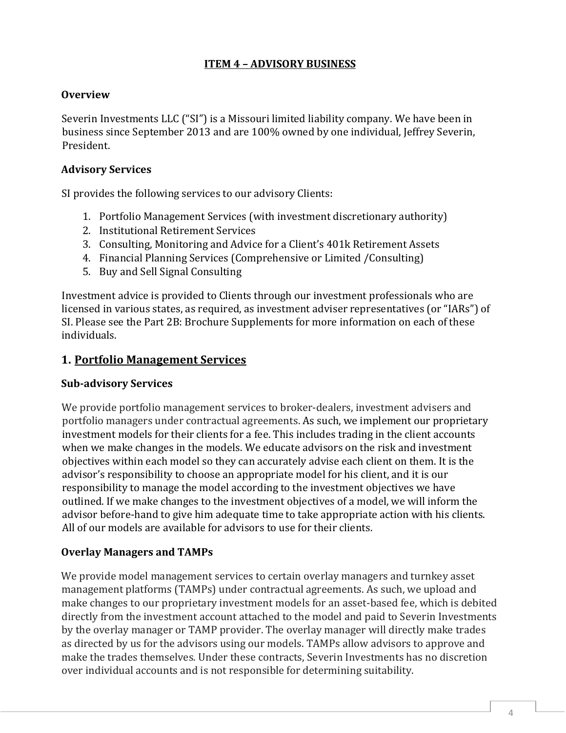## ITEM 4 – ADVISORY BUSINESS

### Overview

Severin Investments LLC ("SI") is a Missouri limited liability company. We have been in business since September 2013 and are 100% owned by one individual, Jeffrey Severin, President.

### Advisory Services

SI provides the following services to our advisory Clients:

1. Portfolio Management Services (with investment discretionary authority)
2. Institutional Retirement Services
3. Consulting, Monitoring and Advice for a Client's 401k Retirement Assets
4. Financial Planning Services (Comprehensive or Limited /Consulting)
5. Buy and Sell Signal Consulting

Investment advice is provided to Clients through our investment professionals who are licensed in various states, as required, as investment adviser representatives (or "IARs") of SI. Please see the Part 2B: Brochure Supplements for more information on each of these individuals.

## 1. Portfolio Management Services

### Sub-advisory Services

We provide portfolio management services to broker-dealers, investment advisers and portfolio managers under contractual agreements. As such, we implement our proprietary investment models for their clients for a fee. This includes trading in the client accounts when we make changes in the models. We educate advisors on the risk and investment objectives within each model so they can accurately advise each client on them. It is the advisor's responsibility to choose an appropriate model for his client, and it is our responsibility to manage the model according to the investment objectives we have outlined. If we make changes to the investment objectives of a model, we will inform the advisor before-hand to give him adequate time to take appropriate action with his clients. All of our models are available for advisors to use for their clients.

### Overlay Managers and TAMPs

We provide model management services to certain overlay managers and turnkey asset management platforms (TAMPs) under contractual agreements. As such, we upload and make changes to our proprietary investment models for an asset-based fee, which is debited directly from the investment account attached to the model and paid to Severin Investments by the overlay manager or TAMP provider. The overlay manager will directly make trades as directed by us for the advisors using our models. TAMPs allow advisors to approve and make the trades themselves. Under these contracts, Severin Investments has no discretion over individual accounts and is not responsible for determining suitability.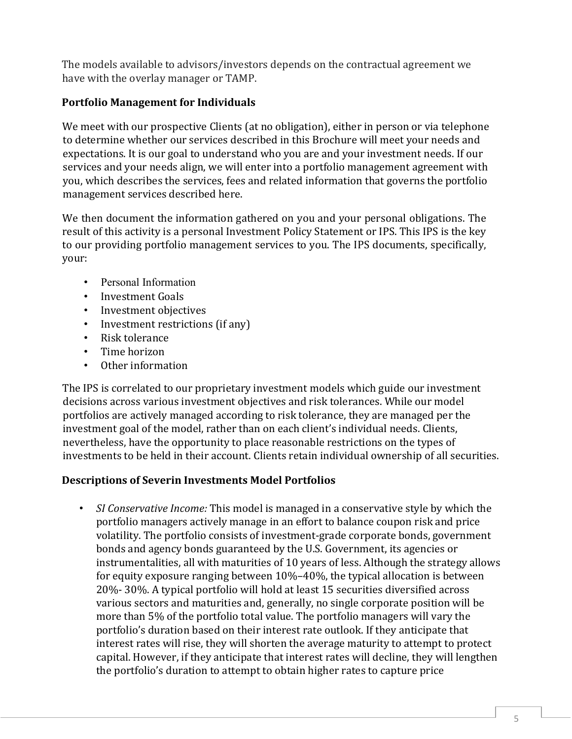The models available to advisors/investors depends on the contractual agreement we have with the overlay manager or TAMP.

**Portfolio Management for Individuals**

We meet with our prospective Clients (at no obligation), either in person or via telephone to determine whether our services described in this Brochure will meet your needs and expectations. It is our goal to understand who you are and your investment needs. If our services and your needs align, we will enter into a portfolio management agreement with you, which describes the services, fees and related information that governs the portfolio management services described here.

We then document the information gathered on you and your personal obligations. The result of this activity is a personal Investment Policy Statement or IPS. This IPS is the key to our providing portfolio management services to you. The IPS documents, specifically, your:

- Personal Information
- Investment Goals
- Investment objectives
- Investment restrictions (if any)
- Risk tolerance
- Time horizon
- Other information

The IPS is correlated to our proprietary investment models which guide our investment decisions across various investment objectives and risk tolerances. While our model portfolios are actively managed according to risk tolerance, they are managed per the investment goal of the model, rather than on each client's individual needs. Clients, nevertheless, have the opportunity to place reasonable restrictions on the types of investments to be held in their account. Clients retain individual ownership of all securities.

**Descriptions of Severin Investments Model Portfolios**

- *SI Conservative Income:* This model is managed in a conservative style by which the portfolio managers actively manage in an effort to balance coupon risk and price volatility. The portfolio consists of investment-grade corporate bonds, government bonds and agency bonds guaranteed by the U.S. Government, its agencies or instrumentalities, all with maturities of 10 years of less. Although the strategy allows for equity exposure ranging between 10%–40%, the typical allocation is between 20%- 30%. A typical portfolio will hold at least 15 securities diversified across various sectors and maturities and, generally, no single corporate position will be more than 5% of the portfolio total value. The portfolio managers will vary the portfolio's duration based on their interest rate outlook. If they anticipate that interest rates will rise, they will shorten the average maturity to attempt to protect capital. However, if they anticipate that interest rates will decline, they will lengthen the portfolio's duration to attempt to obtain higher rates to capture price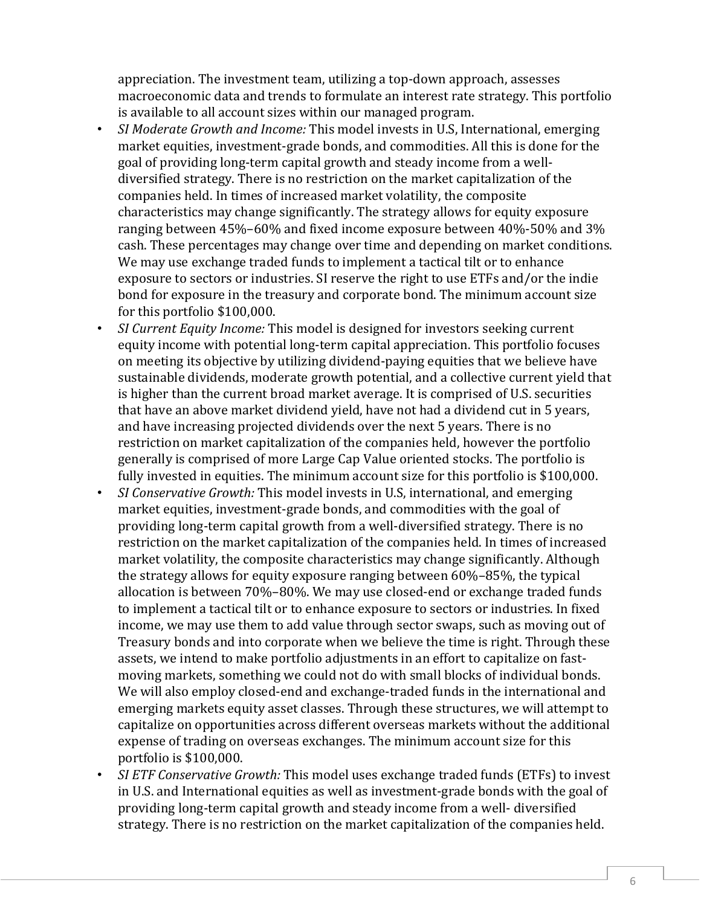appreciation. The investment team, utilizing a top-down approach, assesses macroeconomic data and trends to formulate an interest rate strategy. This portfolio is available to all account sizes within our managed program.

- *SI Moderate Growth and Income:* This model invests in U.S, International, emerging market equities, investment-grade bonds, and commodities. All this is done for the goal of providing long-term capital growth and steady income from a well-diversified strategy. There is no restriction on the market capitalization of the companies held. In times of increased market volatility, the composite characteristics may change significantly. The strategy allows for equity exposure ranging between 45%–60% and fixed income exposure between 40%-50% and 3% cash. These percentages may change over time and depending on market conditions. We may use exchange traded funds to implement a tactical tilt or to enhance exposure to sectors or industries. SI reserve the right to use ETFs and/or the indie bond for exposure in the treasury and corporate bond. The minimum account size for this portfolio $100,000.
- *SI Current Equity Income:* This model is designed for investors seeking current equity income with potential long-term capital appreciation. This portfolio focuses on meeting its objective by utilizing dividend-paying equities that we believe have sustainable dividends, moderate growth potential, and a collective current yield that is higher than the current broad market average. It is comprised of U.S. securities that have an above market dividend yield, have not had a dividend cut in 5 years, and have increasing projected dividends over the next 5 years. There is no restriction on market capitalization of the companies held, however the portfolio generally is comprised of more Large Cap Value oriented stocks. The portfolio is fully invested in equities. The minimum account size for this portfolio is $100,000.
- *SI Conservative Growth:* This model invests in U.S, international, and emerging market equities, investment-grade bonds, and commodities with the goal of providing long-term capital growth from a well-diversified strategy. There is no restriction on the market capitalization of the companies held. In times of increased market volatility, the composite characteristics may change significantly. Although the strategy allows for equity exposure ranging between 60%–85%, the typical allocation is between 70%–80%. We may use closed-end or exchange traded funds to implement a tactical tilt or to enhance exposure to sectors or industries. In fixed income, we may use them to add value through sector swaps, such as moving out of Treasury bonds and into corporate when we believe the time is right. Through these assets, we intend to make portfolio adjustments in an effort to capitalize on fast-moving markets, something we could not do with small blocks of individual bonds. We will also employ closed-end and exchange-traded funds in the international and emerging markets equity asset classes. Through these structures, we will attempt to capitalize on opportunities across different overseas markets without the additional expense of trading on overseas exchanges. The minimum account size for this portfolio is $100,000.
- *SI ETF Conservative Growth:* This model uses exchange traded funds (ETFs) to invest in U.S. and International equities as well as investment-grade bonds with the goal of providing long-term capital growth and steady income from a well- diversified strategy. There is no restriction on the market capitalization of the companies held.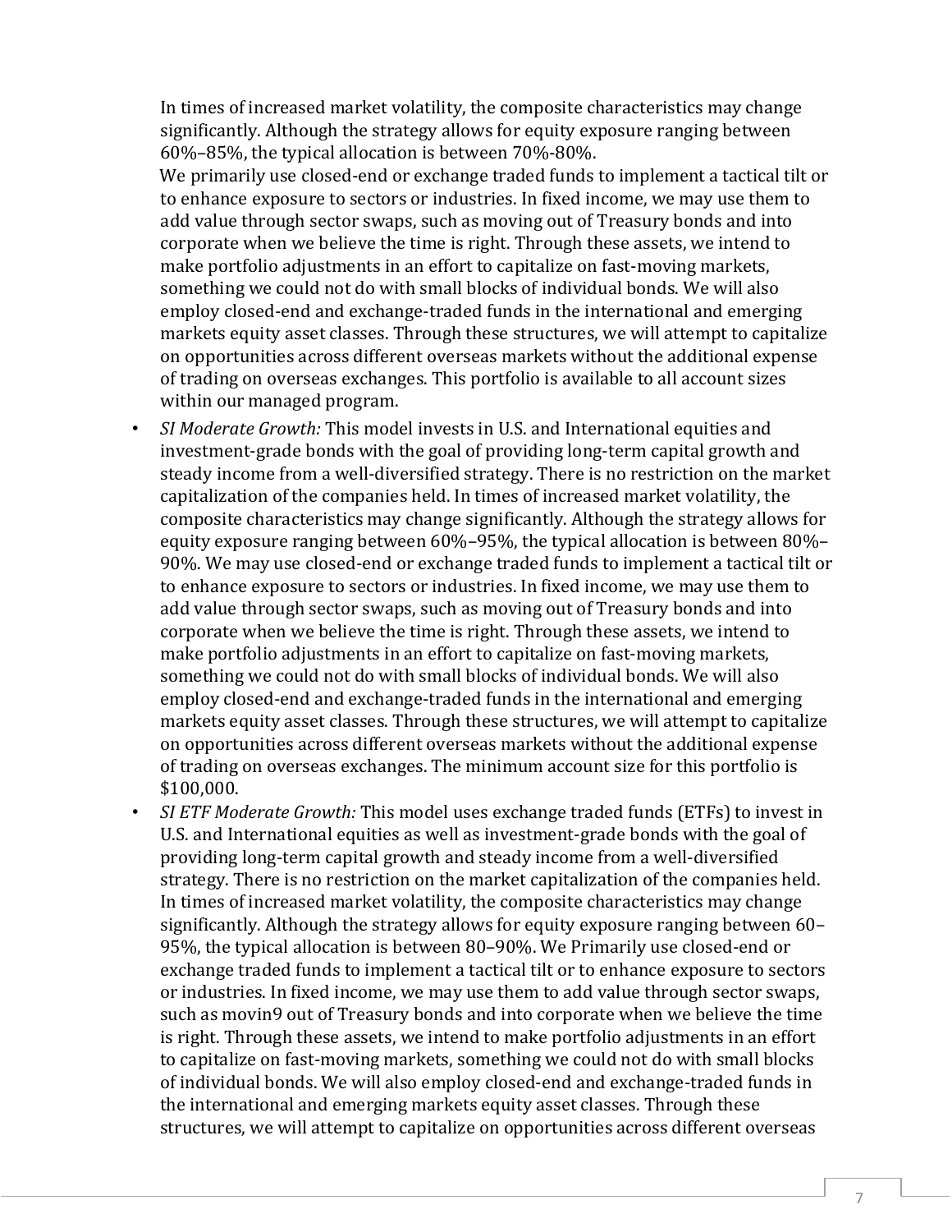In times of increased market volatility, the composite characteristics may change significantly. Although the strategy allows for equity exposure ranging between 60%–85%, the typical allocation is between 70%-80%.
We primarily use closed-end or exchange traded funds to implement a tactical tilt or to enhance exposure to sectors or industries. In fixed income, we may use them to add value through sector swaps, such as moving out of Treasury bonds and into corporate when we believe the time is right. Through these assets, we intend to make portfolio adjustments in an effort to capitalize on fast-moving markets, something we could not do with small blocks of individual bonds. We will also employ closed-end and exchange-traded funds in the international and emerging markets equity asset classes. Through these structures, we will attempt to capitalize on opportunities across different overseas markets without the additional expense of trading on overseas exchanges. This portfolio is available to all account sizes within our managed program.

- *SI Moderate Growth:* This model invests in U.S. and International equities and investment-grade bonds with the goal of providing long-term capital growth and steady income from a well-diversified strategy. There is no restriction on the market capitalization of the companies held. In times of increased market volatility, the composite characteristics may change significantly. Although the strategy allows for equity exposure ranging between 60%–95%, the typical allocation is between 80%–90%. We may use closed-end or exchange traded funds to implement a tactical tilt or to enhance exposure to sectors or industries. In fixed income, we may use them to add value through sector swaps, such as moving out of Treasury bonds and into corporate when we believe the time is right. Through these assets, we intend to make portfolio adjustments in an effort to capitalize on fast-moving markets, something we could not do with small blocks of individual bonds. We will also employ closed-end and exchange-traded funds in the international and emerging markets equity asset classes. Through these structures, we will attempt to capitalize on opportunities across different overseas markets without the additional expense of trading on overseas exchanges. The minimum account size for this portfolio is $100,000.
- *SI ETF Moderate Growth:* This model uses exchange traded funds (ETFs) to invest in U.S. and International equities as well as investment-grade bonds with the goal of providing long-term capital growth and steady income from a well-diversified strategy. There is no restriction on the market capitalization of the companies held. In times of increased market volatility, the composite characteristics may change significantly. Although the strategy allows for equity exposure ranging between 60–95%, the typical allocation is between 80–90%. We Primarily use closed-end or exchange traded funds to implement a tactical tilt or to enhance exposure to sectors or industries. In fixed income, we may use them to add value through sector swaps, such as movin9 out of Treasury bonds and into corporate when we believe the time is right. Through these assets, we intend to make portfolio adjustments in an effort to capitalize on fast-moving markets, something we could not do with small blocks of individual bonds. We will also employ closed-end and exchange-traded funds in the international and emerging markets equity asset classes. Through these structures, we will attempt to capitalize on opportunities across different overseas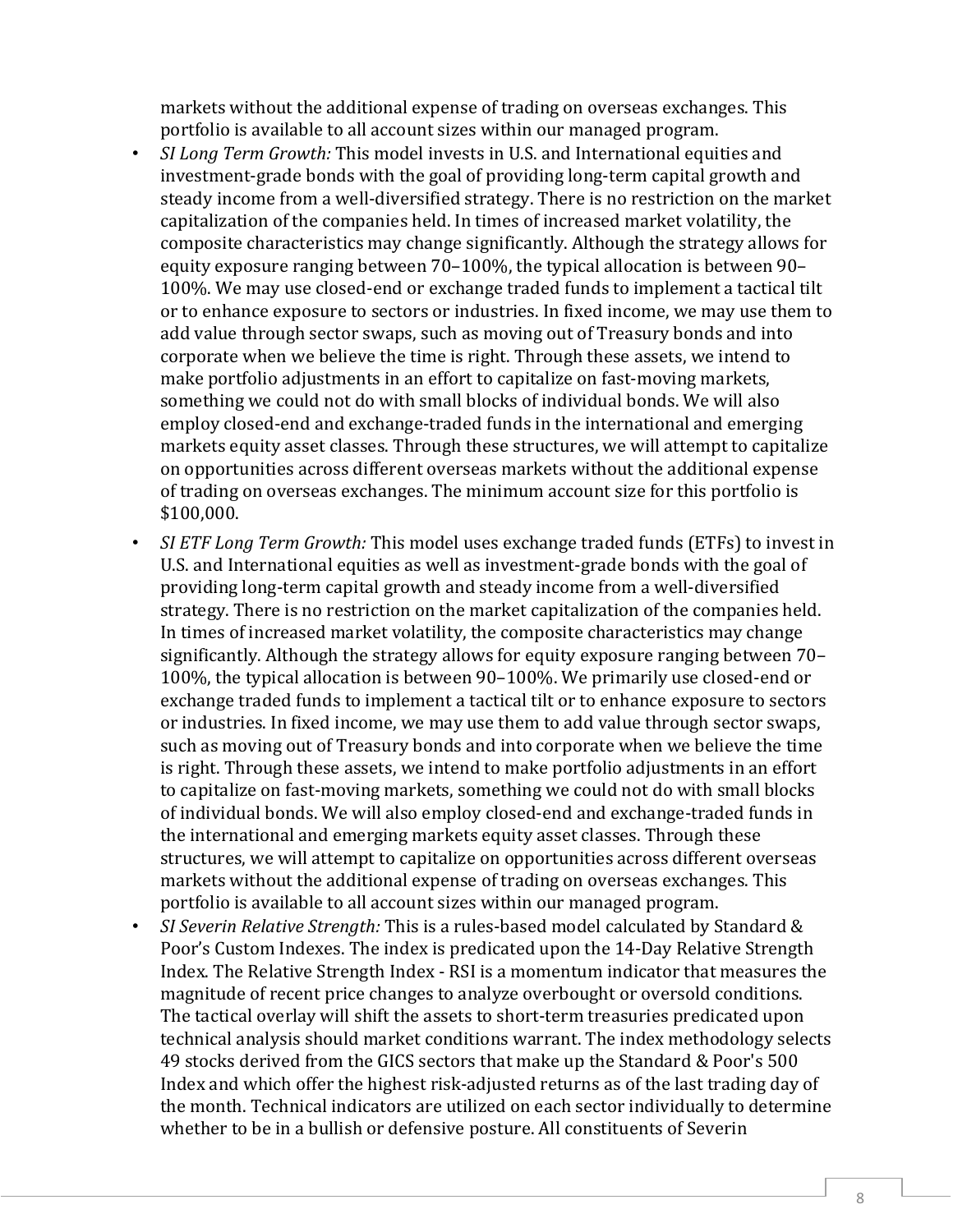markets without the additional expense of trading on overseas exchanges. This portfolio is available to all account sizes within our managed program.

- *SI Long Term Growth:* This model invests in U.S. and International equities and investment-grade bonds with the goal of providing long-term capital growth and steady income from a well-diversified strategy. There is no restriction on the market capitalization of the companies held. In times of increased market volatility, the composite characteristics may change significantly. Although the strategy allows for equity exposure ranging between 70–100%, the typical allocation is between 90–100%. We may use closed-end or exchange traded funds to implement a tactical tilt or to enhance exposure to sectors or industries. In fixed income, we may use them to add value through sector swaps, such as moving out of Treasury bonds and into corporate when we believe the time is right. Through these assets, we intend to make portfolio adjustments in an effort to capitalize on fast-moving markets, something we could not do with small blocks of individual bonds. We will also employ closed-end and exchange-traded funds in the international and emerging markets equity asset classes. Through these structures, we will attempt to capitalize on opportunities across different overseas markets without the additional expense of trading on overseas exchanges. The minimum account size for this portfolio is $100,000.
- *SI ETF Long Term Growth:* This model uses exchange traded funds (ETFs) to invest in U.S. and International equities as well as investment-grade bonds with the goal of providing long-term capital growth and steady income from a well-diversified strategy. There is no restriction on the market capitalization of the companies held. In times of increased market volatility, the composite characteristics may change significantly. Although the strategy allows for equity exposure ranging between 70–100%, the typical allocation is between 90–100%. We primarily use closed-end or exchange traded funds to implement a tactical tilt or to enhance exposure to sectors or industries. In fixed income, we may use them to add value through sector swaps, such as moving out of Treasury bonds and into corporate when we believe the time is right. Through these assets, we intend to make portfolio adjustments in an effort to capitalize on fast-moving markets, something we could not do with small blocks of individual bonds. We will also employ closed-end and exchange-traded funds in the international and emerging markets equity asset classes. Through these structures, we will attempt to capitalize on opportunities across different overseas markets without the additional expense of trading on overseas exchanges. This portfolio is available to all account sizes within our managed program.
- *SI Severin Relative Strength:* This is a rules-based model calculated by Standard & Poor's Custom Indexes. The index is predicated upon the 14-Day Relative Strength Index. The Relative Strength Index - RSI is a momentum indicator that measures the magnitude of recent price changes to analyze overbought or oversold conditions. The tactical overlay will shift the assets to short-term treasuries predicated upon technical analysis should market conditions warrant. The index methodology selects 49 stocks derived from the GICS sectors that make up the Standard & Poor's 500 Index and which offer the highest risk-adjusted returns as of the last trading day of the month. Technical indicators are utilized on each sector individually to determine whether to be in a bullish or defensive posture. All constituents of Severin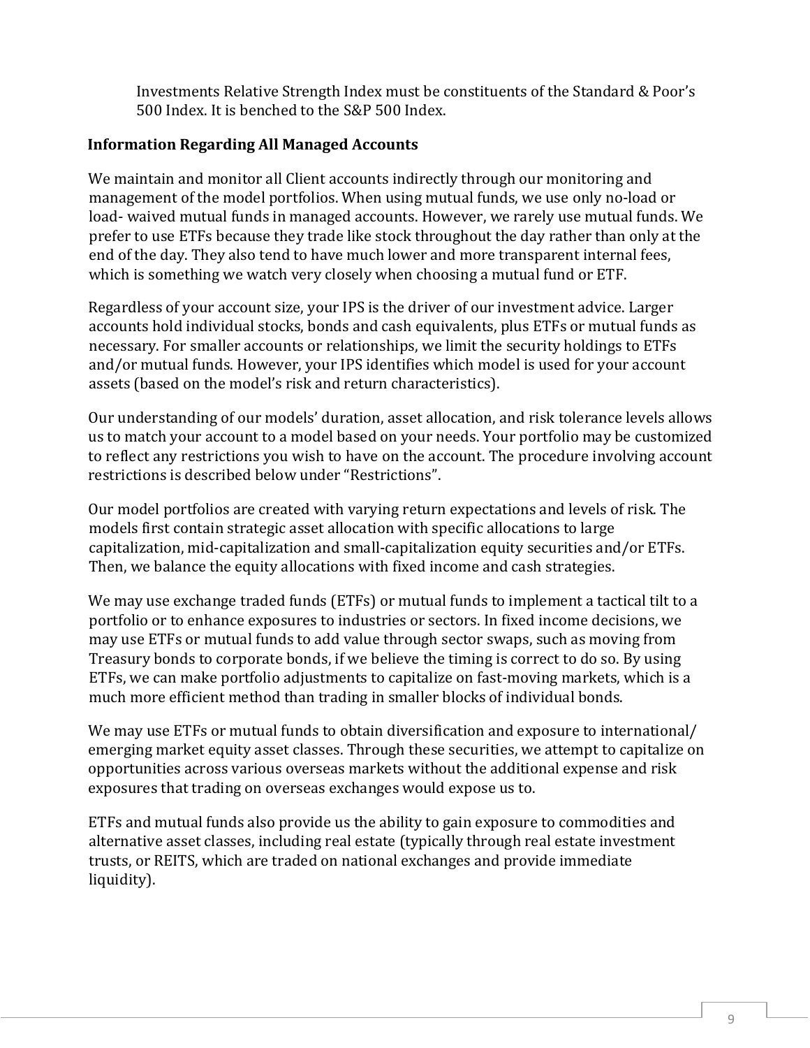Investments Relative Strength Index must be constituents of the Standard & Poor's 500 Index. It is benched to the S&P 500 Index.

**Information Regarding All Managed Accounts**

We maintain and monitor all Client accounts indirectly through our monitoring and management of the model portfolios. When using mutual funds, we use only no-load or load- waived mutual funds in managed accounts. However, we rarely use mutual funds. We prefer to use ETFs because they trade like stock throughout the day rather than only at the end of the day. They also tend to have much lower and more transparent internal fees, which is something we watch very closely when choosing a mutual fund or ETF.

Regardless of your account size, your IPS is the driver of our investment advice. Larger accounts hold individual stocks, bonds and cash equivalents, plus ETFs or mutual funds as necessary. For smaller accounts or relationships, we limit the security holdings to ETFs and/or mutual funds. However, your IPS identifies which model is used for your account assets (based on the model's risk and return characteristics).

Our understanding of our models' duration, asset allocation, and risk tolerance levels allows us to match your account to a model based on your needs. Your portfolio may be customized to reflect any restrictions you wish to have on the account. The procedure involving account restrictions is described below under "Restrictions".

Our model portfolios are created with varying return expectations and levels of risk. The models first contain strategic asset allocation with specific allocations to large capitalization, mid-capitalization and small-capitalization equity securities and/or ETFs. Then, we balance the equity allocations with fixed income and cash strategies.

We may use exchange traded funds (ETFs) or mutual funds to implement a tactical tilt to a portfolio or to enhance exposures to industries or sectors. In fixed income decisions, we may use ETFs or mutual funds to add value through sector swaps, such as moving from Treasury bonds to corporate bonds, if we believe the timing is correct to do so. By using ETFs, we can make portfolio adjustments to capitalize on fast-moving markets, which is a much more efficient method than trading in smaller blocks of individual bonds.

We may use ETFs or mutual funds to obtain diversification and exposure to international/ emerging market equity asset classes. Through these securities, we attempt to capitalize on opportunities across various overseas markets without the additional expense and risk exposures that trading on overseas exchanges would expose us to.

ETFs and mutual funds also provide us the ability to gain exposure to commodities and alternative asset classes, including real estate (typically through real estate investment trusts, or REITS, which are traded on national exchanges and provide immediate liquidity).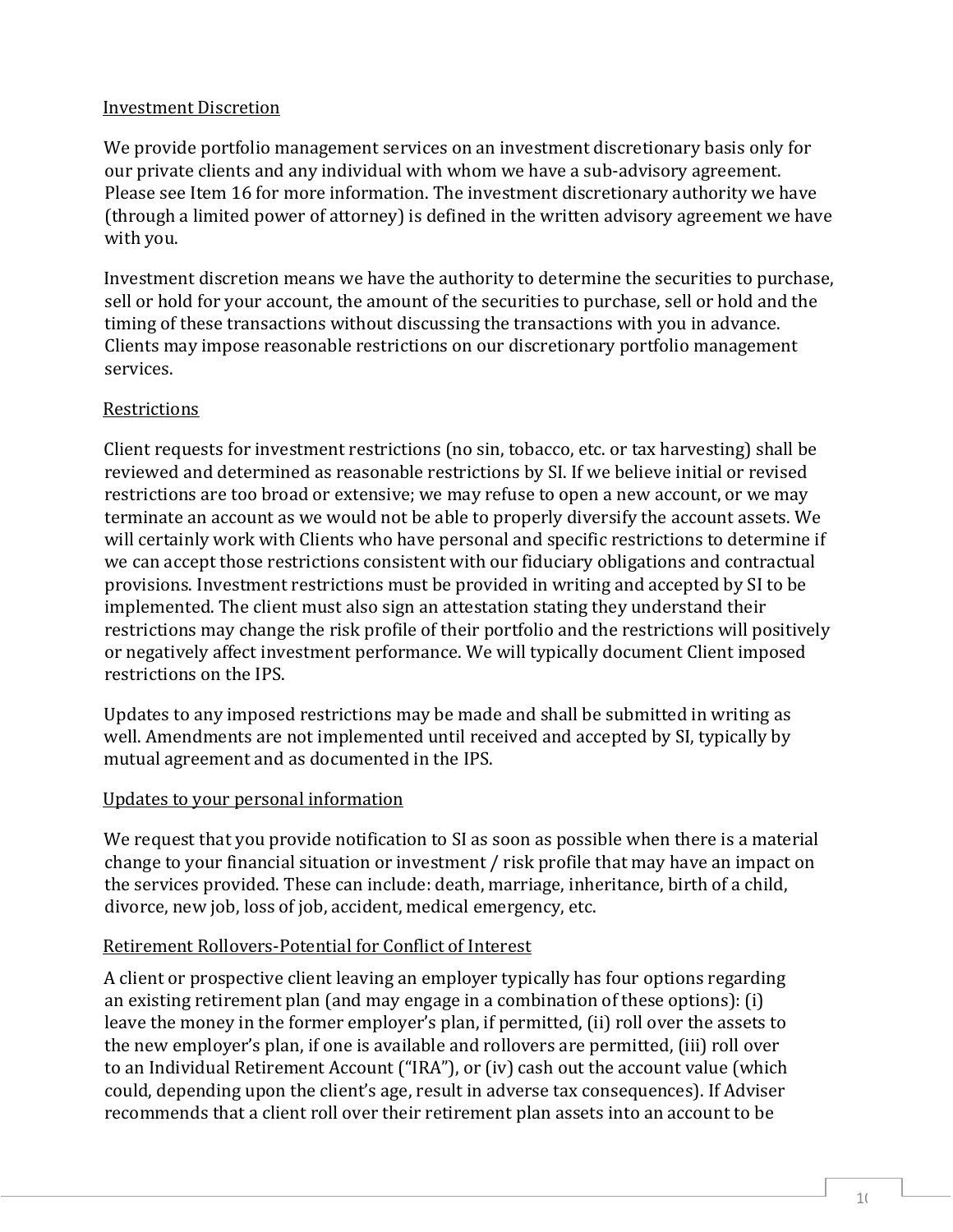## Investment Discretion

We provide portfolio management services on an investment discretionary basis only for our private clients and any individual with whom we have a sub-advisory agreement. Please see Item 16 for more information. The investment discretionary authority we have (through a limited power of attorney) is defined in the written advisory agreement we have with you.

Investment discretion means we have the authority to determine the securities to purchase, sell or hold for your account, the amount of the securities to purchase, sell or hold and the timing of these transactions without discussing the transactions with you in advance. Clients may impose reasonable restrictions on our discretionary portfolio management services.

## Restrictions

Client requests for investment restrictions (no sin, tobacco, etc. or tax harvesting) shall be reviewed and determined as reasonable restrictions by SI. If we believe initial or revised restrictions are too broad or extensive; we may refuse to open a new account, or we may terminate an account as we would not be able to properly diversify the account assets. We will certainly work with Clients who have personal and specific restrictions to determine if we can accept those restrictions consistent with our fiduciary obligations and contractual provisions. Investment restrictions must be provided in writing and accepted by SI to be implemented. The client must also sign an attestation stating they understand their restrictions may change the risk profile of their portfolio and the restrictions will positively or negatively affect investment performance. We will typically document Client imposed restrictions on the IPS.

Updates to any imposed restrictions may be made and shall be submitted in writing as well. Amendments are not implemented until received and accepted by SI, typically by mutual agreement and as documented in the IPS.

## Updates to your personal information

We request that you provide notification to SI as soon as possible when there is a material change to your financial situation or investment / risk profile that may have an impact on the services provided. These can include: death, marriage, inheritance, birth of a child, divorce, new job, loss of job, accident, medical emergency, etc.

## Retirement Rollovers-Potential for Conflict of Interest

A client or prospective client leaving an employer typically has four options regarding an existing retirement plan (and may engage in a combination of these options): (i) leave the money in the former employer's plan, if permitted, (ii) roll over the assets to the new employer's plan, if one is available and rollovers are permitted, (iii) roll over to an Individual Retirement Account ("IRA"), or (iv) cash out the account value (which could, depending upon the client's age, result in adverse tax consequences). If Adviser recommends that a client roll over their retirement plan assets into an account to be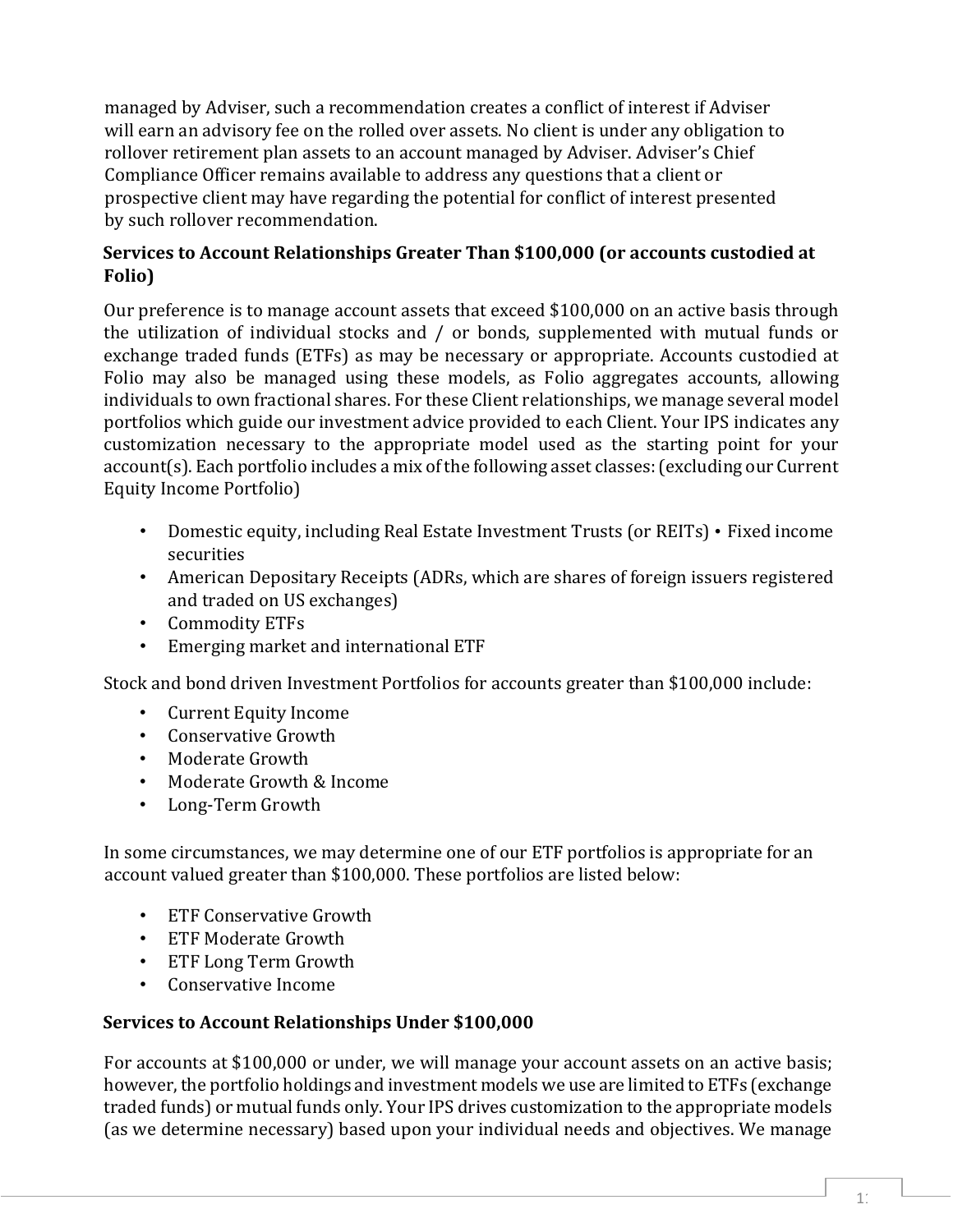managed by Adviser, such a recommendation creates a conflict of interest if Adviser will earn an advisory fee on the rolled over assets. No client is under any obligation to rollover retirement plan assets to an account managed by Adviser. Adviser's Chief Compliance Officer remains available to address any questions that a client or prospective client may have regarding the potential for conflict of interest presented by such rollover recommendation.

**Services to Account Relationships Greater Than $100,000 (or accounts custodied at Folio)**

Our preference is to manage account assets that exceed $100,000 on an active basis through the utilization of individual stocks and / or bonds, supplemented with mutual funds or exchange traded funds (ETFs) as may be necessary or appropriate. Accounts custodied at Folio may also be managed using these models, as Folio aggregates accounts, allowing individuals to own fractional shares. For these Client relationships, we manage several model portfolios which guide our investment advice provided to each Client. Your IPS indicates any customization necessary to the appropriate model used as the starting point for your account(s). Each portfolio includes a mix of the following asset classes: (excluding our Current Equity Income Portfolio)

- Domestic equity, including Real Estate Investment Trusts (or REITs) • Fixed income securities
- American Depositary Receipts (ADRs, which are shares of foreign issuers registered and traded on US exchanges)
- Commodity ETFs
- Emerging market and international ETF

Stock and bond driven Investment Portfolios for accounts greater than $100,000 include:

- Current Equity Income
- Conservative Growth
- Moderate Growth
- Moderate Growth & Income
- Long-Term Growth

In some circumstances, we may determine one of our ETF portfolios is appropriate for an account valued greater than $100,000. These portfolios are listed below:

- ETF Conservative Growth
- ETF Moderate Growth
- ETF Long Term Growth
- Conservative Income

**Services to Account Relationships Under $100,000**

For accounts at $100,000 or under, we will manage your account assets on an active basis; however, the portfolio holdings and investment models we use are limited to ETFs (exchange traded funds) or mutual funds only. Your IPS drives customization to the appropriate models (as we determine necessary) based upon your individual needs and objectives. We manage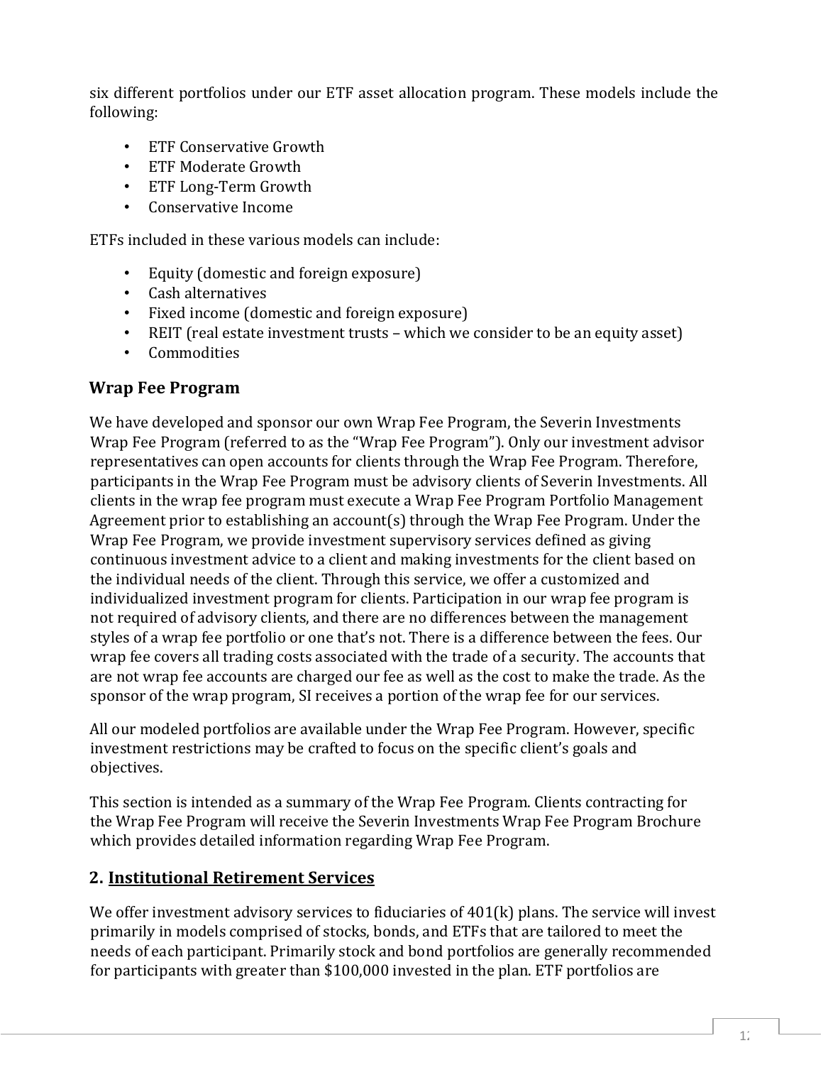six different portfolios under our ETF asset allocation program. These models include the following:

- ETF Conservative Growth
- ETF Moderate Growth
- ETF Long-Term Growth
- Conservative Income

ETFs included in these various models can include:

- Equity (domestic and foreign exposure)
- Cash alternatives
- Fixed income (domestic and foreign exposure)
- REIT (real estate investment trusts – which we consider to be an equity asset)
- Commodities

### Wrap Fee Program

We have developed and sponsor our own Wrap Fee Program, the Severin Investments Wrap Fee Program (referred to as the "Wrap Fee Program"). Only our investment advisor representatives can open accounts for clients through the Wrap Fee Program. Therefore, participants in the Wrap Fee Program must be advisory clients of Severin Investments. All clients in the wrap fee program must execute a Wrap Fee Program Portfolio Management Agreement prior to establishing an account(s) through the Wrap Fee Program. Under the Wrap Fee Program, we provide investment supervisory services defined as giving continuous investment advice to a client and making investments for the client based on the individual needs of the client. Through this service, we offer a customized and individualized investment program for clients. Participation in our wrap fee program is not required of advisory clients, and there are no differences between the management styles of a wrap fee portfolio or one that's not. There is a difference between the fees. Our wrap fee covers all trading costs associated with the trade of a security. The accounts that are not wrap fee accounts are charged our fee as well as the cost to make the trade. As the sponsor of the wrap program, SI receives a portion of the wrap fee for our services.

All our modeled portfolios are available under the Wrap Fee Program. However, specific investment restrictions may be crafted to focus on the specific client's goals and objectives.

This section is intended as a summary of the Wrap Fee Program. Clients contracting for the Wrap Fee Program will receive the Severin Investments Wrap Fee Program Brochure which provides detailed information regarding Wrap Fee Program.

## 2. Institutional Retirement Services

We offer investment advisory services to fiduciaries of 401(k) plans. The service will invest primarily in models comprised of stocks, bonds, and ETFs that are tailored to meet the needs of each participant. Primarily stock and bond portfolios are generally recommended for participants with greater than $100,000 invested in the plan. ETF portfolios are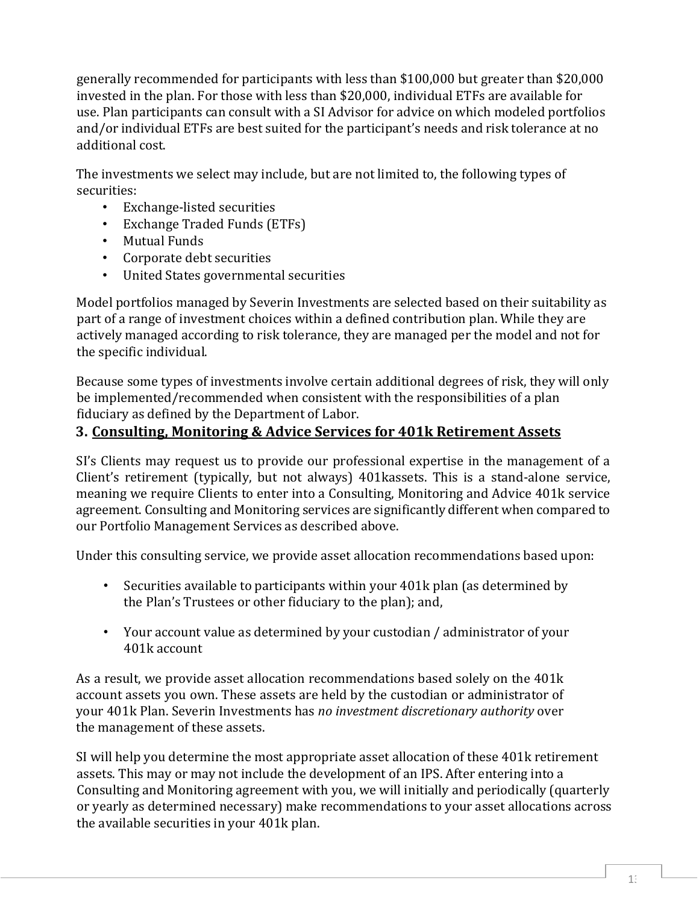generally recommended for participants with less than $100,000 but greater than $20,000 invested in the plan. For those with less than $20,000, individual ETFs are available for use. Plan participants can consult with a SI Advisor for advice on which modeled portfolios and/or individual ETFs are best suited for the participant's needs and risk tolerance at no additional cost.

The investments we select may include, but are not limited to, the following types of securities:

- Exchange-listed securities
- Exchange Traded Funds (ETFs)
- Mutual Funds
- Corporate debt securities
- United States governmental securities

Model portfolios managed by Severin Investments are selected based on their suitability as part of a range of investment choices within a defined contribution plan. While they are actively managed according to risk tolerance, they are managed per the model and not for the specific individual.

Because some types of investments involve certain additional degrees of risk, they will only be implemented/recommended when consistent with the responsibilities of a plan fiduciary as defined by the Department of Labor.

### 3. <u>Consulting, Monitoring & Advice Services for 401k Retirement Assets</u>

SI's Clients may request us to provide our professional expertise in the management of a Client's retirement (typically, but not always) 401kassets. This is a stand-alone service, meaning we require Clients to enter into a Consulting, Monitoring and Advice 401k service agreement. Consulting and Monitoring services are significantly different when compared to our Portfolio Management Services as described above.

Under this consulting service, we provide asset allocation recommendations based upon:

- Securities available to participants within your 401k plan (as determined by the Plan's Trustees or other fiduciary to the plan); and,

- Your account value as determined by your custodian / administrator of your 401k account

As a result, we provide asset allocation recommendations based solely on the 401k account assets you own. These assets are held by the custodian or administrator of your 401k Plan. Severin Investments has *no investment discretionary authority* over the management of these assets.

SI will help you determine the most appropriate asset allocation of these 401k retirement assets. This may or may not include the development of an IPS. After entering into a Consulting and Monitoring agreement with you, we will initially and periodically (quarterly or yearly as determined necessary) make recommendations to your asset allocations across the available securities in your 401k plan.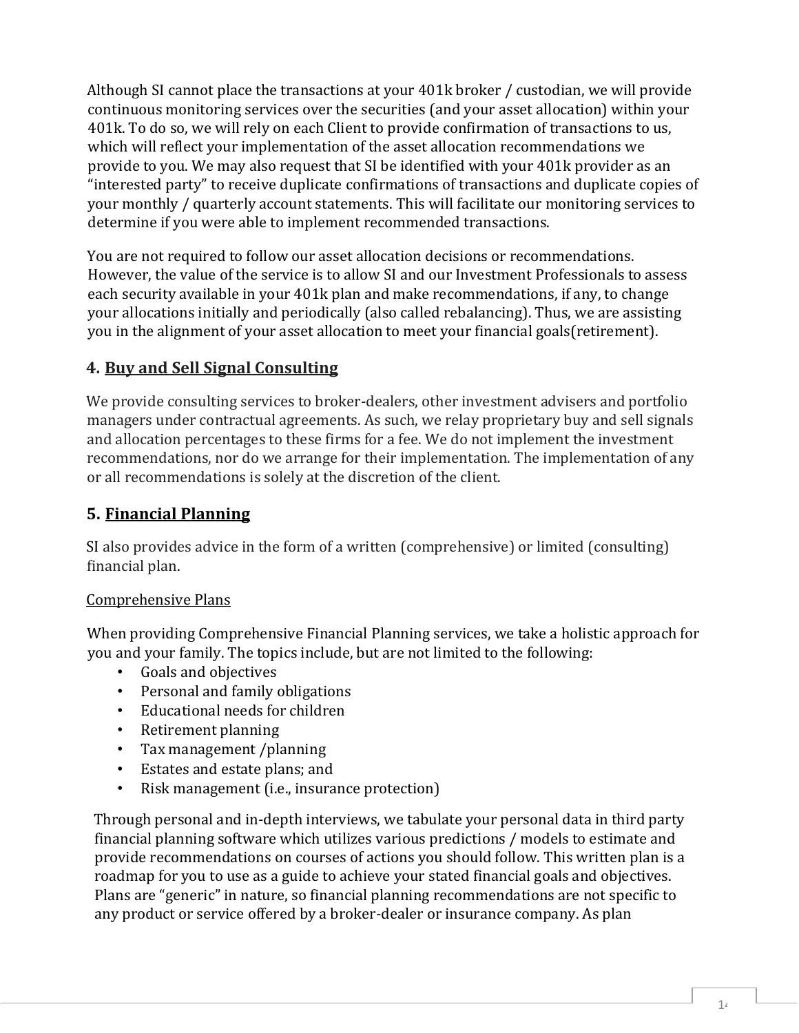Although SI cannot place the transactions at your 401k broker / custodian, we will provide continuous monitoring services over the securities (and your asset allocation) within your 401k. To do so, we will rely on each Client to provide confirmation of transactions to us, which will reflect your implementation of the asset allocation recommendations we provide to you. We may also request that SI be identified with your 401k provider as an "interested party" to receive duplicate confirmations of transactions and duplicate copies of your monthly / quarterly account statements. This will facilitate our monitoring services to determine if you were able to implement recommended transactions.

You are not required to follow our asset allocation decisions or recommendations. However, the value of the service is to allow SI and our Investment Professionals to assess each security available in your 401k plan and make recommendations, if any, to change your allocations initially and periodically (also called rebalancing). Thus, we are assisting you in the alignment of your asset allocation to meet your financial goals(retirement).

## 4. Buy and Sell Signal Consulting

We provide consulting services to broker-dealers, other investment advisers and portfolio managers under contractual agreements. As such, we relay proprietary buy and sell signals and allocation percentages to these firms for a fee. We do not implement the investment recommendations, nor do we arrange for their implementation. The implementation of any or all recommendations is solely at the discretion of the client.

## 5. Financial Planning

SI also provides advice in the form of a written (comprehensive) or limited (consulting) financial plan.

Comprehensive Plans

When providing Comprehensive Financial Planning services, we take a holistic approach for you and your family. The topics include, but are not limited to the following:

- Goals and objectives
- Personal and family obligations
- Educational needs for children
- Retirement planning
- Tax management /planning
- Estates and estate plans; and
- Risk management (i.e., insurance protection)

Through personal and in-depth interviews, we tabulate your personal data in third party financial planning software which utilizes various predictions / models to estimate and provide recommendations on courses of actions you should follow. This written plan is a roadmap for you to use as a guide to achieve your stated financial goals and objectives. Plans are "generic" in nature, so financial planning recommendations are not specific to any product or service offered by a broker-dealer or insurance company. As plan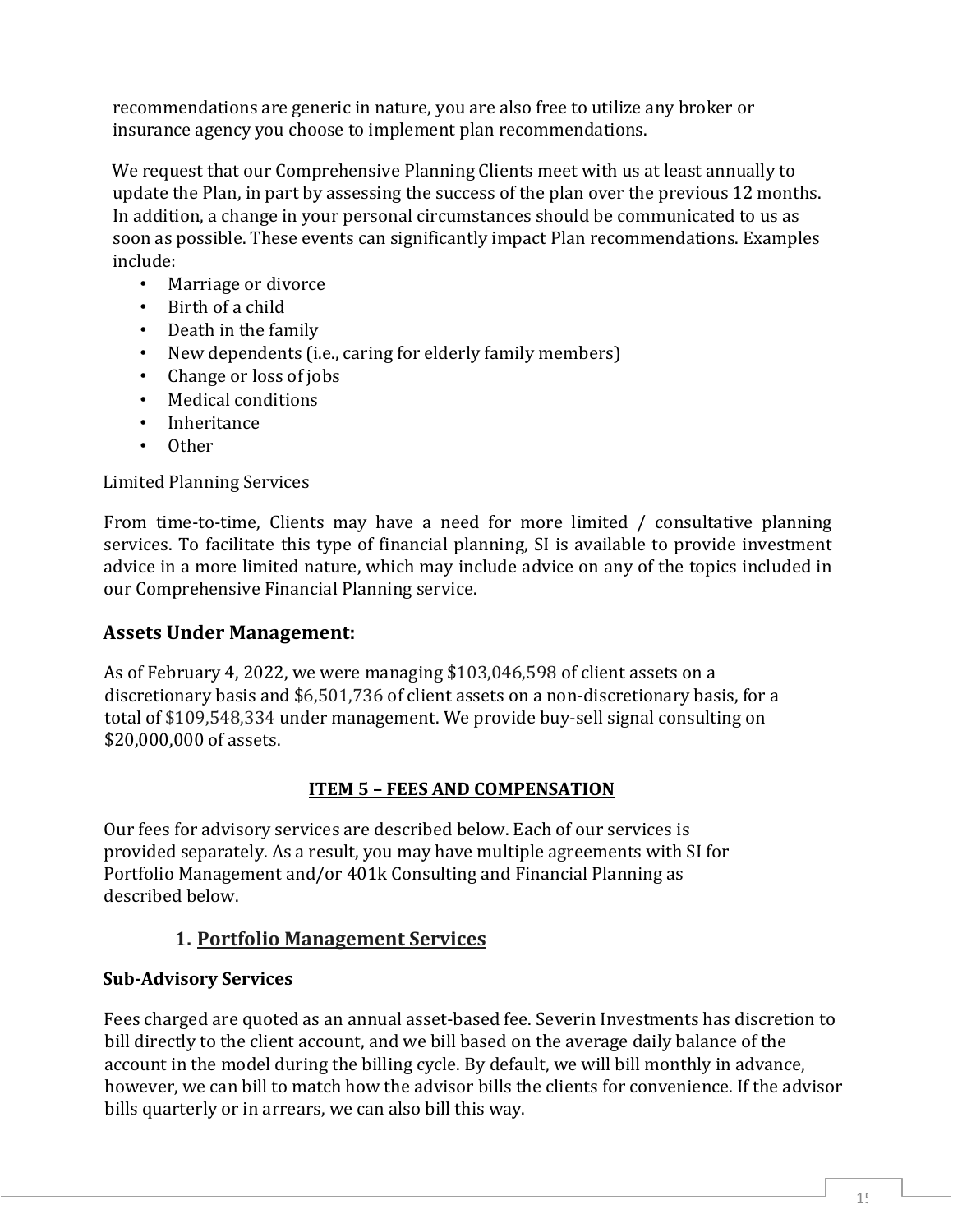recommendations are generic in nature, you are also free to utilize any broker or insurance agency you choose to implement plan recommendations.

We request that our Comprehensive Planning Clients meet with us at least annually to update the Plan, in part by assessing the success of the plan over the previous 12 months. In addition, a change in your personal circumstances should be communicated to us as soon as possible. These events can significantly impact Plan recommendations. Examples include:

- Marriage or divorce
- Birth of a child
- Death in the family
- New dependents (i.e., caring for elderly family members)
- Change or loss of jobs
- Medical conditions
- Inheritance
- Other

Limited Planning Services

From time-to-time, Clients may have a need for more limited / consultative planning services. To facilitate this type of financial planning, SI is available to provide investment advice in a more limited nature, which may include advice on any of the topics included in our Comprehensive Financial Planning service.

## Assets Under Management:

As of February 4, 2022, we were managing $103,046,598 of client assets on a discretionary basis and $6,501,736 of client assets on a non-discretionary basis, for a total of $109,548,334 under management. We provide buy-sell signal consulting on $20,000,000 of assets.

## ITEM 5 – FEES AND COMPENSATION

Our fees for advisory services are described below. Each of our services is provided separately. As a result, you may have multiple agreements with SI for Portfolio Management and/or 401k Consulting and Financial Planning as described below.

### 1. Portfolio Management Services

**Sub-Advisory Services**

Fees charged are quoted as an annual asset-based fee. Severin Investments has discretion to bill directly to the client account, and we bill based on the average daily balance of the account in the model during the billing cycle. By default, we will bill monthly in advance, however, we can bill to match how the advisor bills the clients for convenience. If the advisor bills quarterly or in arrears, we can also bill this way.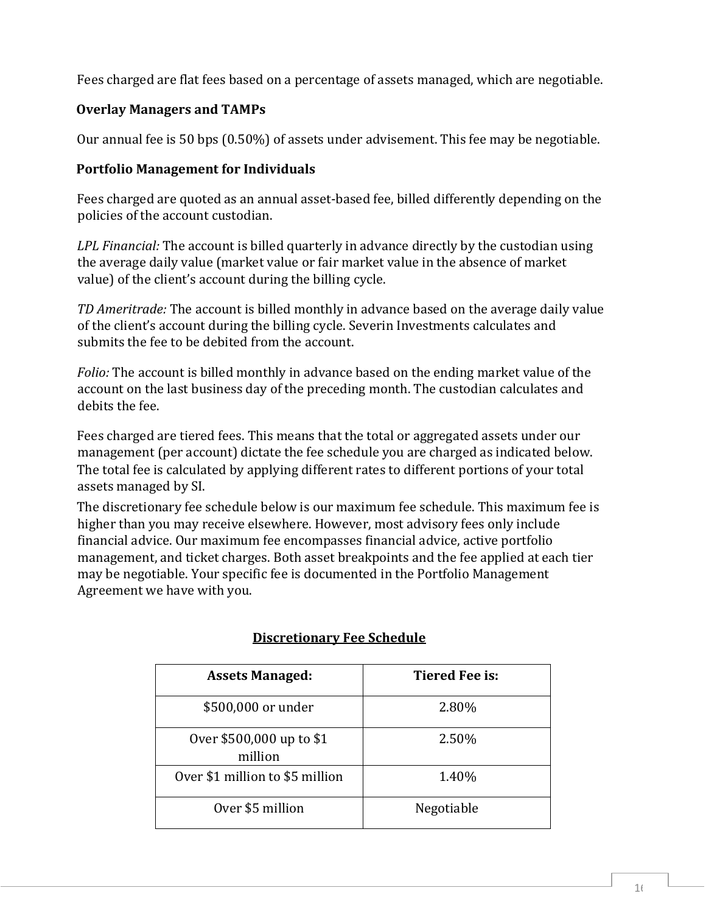Fees charged are flat fees based on a percentage of assets managed, which are negotiable.

### Overlay Managers and TAMPs

Our annual fee is 50 bps (0.50%) of assets under advisement. This fee may be negotiable.

### Portfolio Management for Individuals

Fees charged are quoted as an annual asset-based fee, billed differently depending on the policies of the account custodian.

*LPL Financial:* The account is billed quarterly in advance directly by the custodian using the average daily value (market value or fair market value in the absence of market value) of the client's account during the billing cycle.

*TD Ameritrade:* The account is billed monthly in advance based on the average daily value of the client's account during the billing cycle. Severin Investments calculates and submits the fee to be debited from the account.

*Folio:* The account is billed monthly in advance based on the ending market value of the account on the last business day of the preceding month. The custodian calculates and debits the fee.

Fees charged are tiered fees. This means that the total or aggregated assets under our management (per account) dictate the fee schedule you are charged as indicated below. The total fee is calculated by applying different rates to different portions of your total assets managed by SI.

The discretionary fee schedule below is our maximum fee schedule. This maximum fee is higher than you may receive elsewhere. However, most advisory fees only include financial advice. Our maximum fee encompasses financial advice, active portfolio management, and ticket charges. Both asset breakpoints and the fee applied at each tier may be negotiable. Your specific fee is documented in the Portfolio Management Agreement we have with you.

**Discretionary Fee Schedule**

| Assets Managed: | Tiered Fee is: |
|---|---|
| $500,000 or under | 2.80% |
| Over $500,000 up to $1 million | 2.50% |
| Over $1 million to $5 million | 1.40% |
| Over $5 million | Negotiable |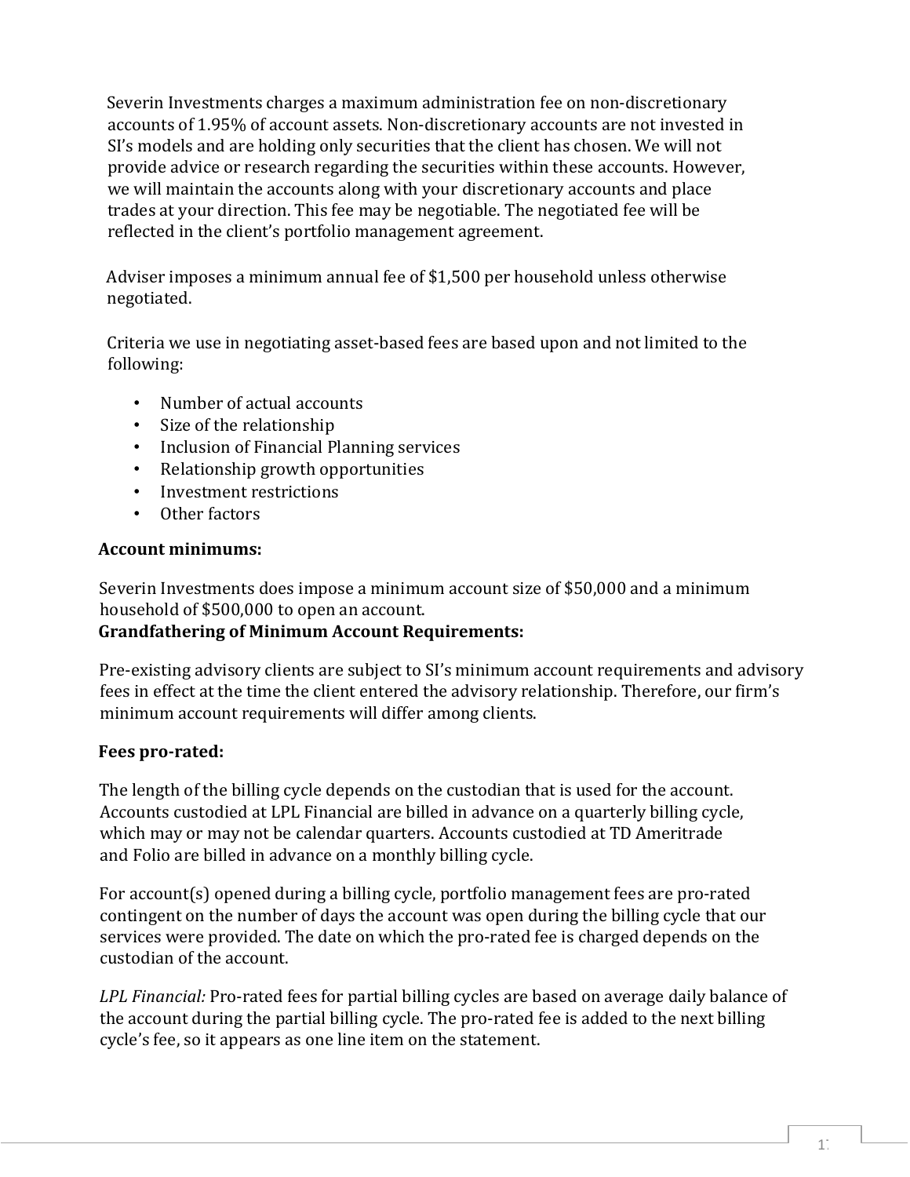Severin Investments charges a maximum administration fee on non-discretionary accounts of 1.95% of account assets. Non-discretionary accounts are not invested in SI's models and are holding only securities that the client has chosen. We will not provide advice or research regarding the securities within these accounts. However, we will maintain the accounts along with your discretionary accounts and place trades at your direction. This fee may be negotiable. The negotiated fee will be reflected in the client's portfolio management agreement.

Adviser imposes a minimum annual fee of $1,500 per household unless otherwise negotiated.

Criteria we use in negotiating asset-based fees are based upon and not limited to the following:

- Number of actual accounts
- Size of the relationship
- Inclusion of Financial Planning services
- Relationship growth opportunities
- Investment restrictions
- Other factors

**Account minimums:**

Severin Investments does impose a minimum account size of $50,000 and a minimum household of $500,000 to open an account.

**Grandfathering of Minimum Account Requirements:**

Pre-existing advisory clients are subject to SI's minimum account requirements and advisory fees in effect at the time the client entered the advisory relationship. Therefore, our firm's minimum account requirements will differ among clients.

**Fees pro-rated:**

The length of the billing cycle depends on the custodian that is used for the account. Accounts custodied at LPL Financial are billed in advance on a quarterly billing cycle, which may or may not be calendar quarters. Accounts custodied at TD Ameritrade and Folio are billed in advance on a monthly billing cycle.

For account(s) opened during a billing cycle, portfolio management fees are pro-rated contingent on the number of days the account was open during the billing cycle that our services were provided. The date on which the pro-rated fee is charged depends on the custodian of the account.

*LPL Financial:* Pro-rated fees for partial billing cycles are based on average daily balance of the account during the partial billing cycle. The pro-rated fee is added to the next billing cycle's fee, so it appears as one line item on the statement.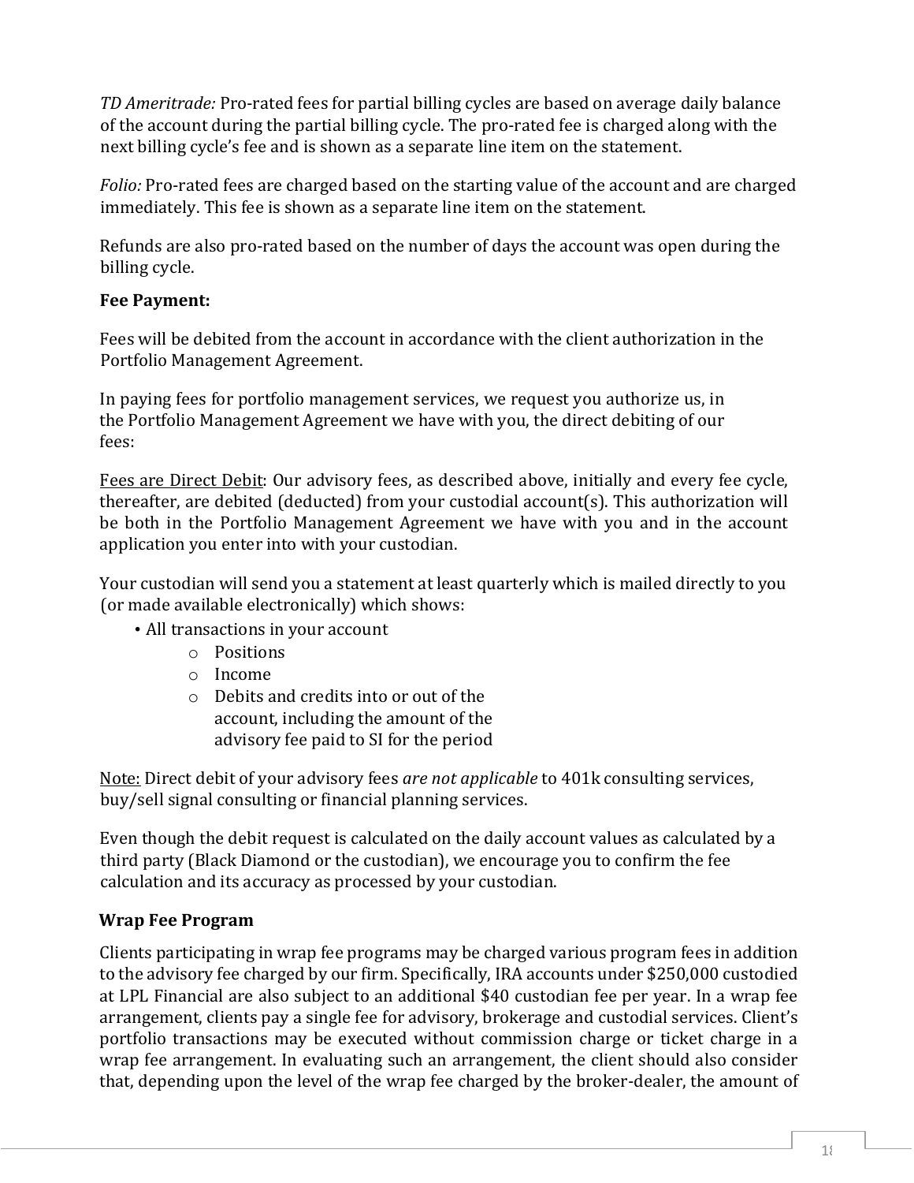*TD Ameritrade:* Pro-rated fees for partial billing cycles are based on average daily balance of the account during the partial billing cycle. The pro-rated fee is charged along with the next billing cycle's fee and is shown as a separate line item on the statement.

*Folio:* Pro-rated fees are charged based on the starting value of the account and are charged immediately. This fee is shown as a separate line item on the statement.

Refunds are also pro-rated based on the number of days the account was open during the billing cycle.

**Fee Payment:**

Fees will be debited from the account in accordance with the client authorization in the Portfolio Management Agreement.

In paying fees for portfolio management services, we request you authorize us, in the Portfolio Management Agreement we have with you, the direct debiting of our fees:

<u>Fees are Direct Debit</u>: Our advisory fees, as described above, initially and every fee cycle, thereafter, are debited (deducted) from your custodial account(s). This authorization will be both in the Portfolio Management Agreement we have with you and in the account application you enter into with your custodian.

Your custodian will send you a statement at least quarterly which is mailed directly to you (or made available electronically) which shows:

- All transactions in your account
  - Positions
  - Income
  - Debits and credits into or out of the account, including the amount of the advisory fee paid to SI for the period

<u>Note:</u> Direct debit of your advisory fees *are not applicable* to 401k consulting services, buy/sell signal consulting or financial planning services.

Even though the debit request is calculated on the daily account values as calculated by a third party (Black Diamond or the custodian), we encourage you to confirm the fee calculation and its accuracy as processed by your custodian.

**Wrap Fee Program**

Clients participating in wrap fee programs may be charged various program fees in addition to the advisory fee charged by our firm. Specifically, IRA accounts under $250,000 custodied at LPL Financial are also subject to an additional $40 custodian fee per year. In a wrap fee arrangement, clients pay a single fee for advisory, brokerage and custodial services. Client's portfolio transactions may be executed without commission charge or ticket charge in a wrap fee arrangement. In evaluating such an arrangement, the client should also consider that, depending upon the level of the wrap fee charged by the broker-dealer, the amount of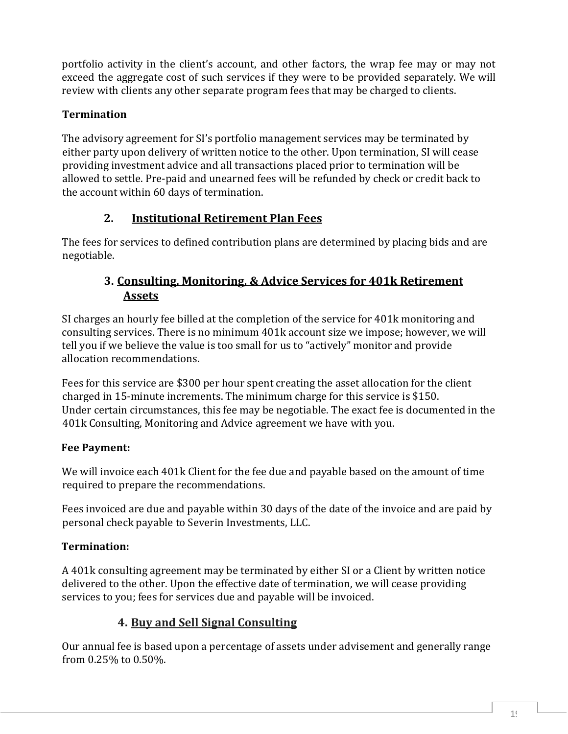portfolio activity in the client's account, and other factors, the wrap fee may or may not exceed the aggregate cost of such services if they were to be provided separately. We will review with clients any other separate program fees that may be charged to clients.

**Termination**

The advisory agreement for SI's portfolio management services may be terminated by either party upon delivery of written notice to the other. Upon termination, SI will cease providing investment advice and all transactions placed prior to termination will be allowed to settle. Pre-paid and unearned fees will be refunded by check or credit back to the account within 60 days of termination.

### 2. Institutional Retirement Plan Fees

The fees for services to defined contribution plans are determined by placing bids and are negotiable.

### 3. Consulting, Monitoring, & Advice Services for 401k Retirement Assets

SI charges an hourly fee billed at the completion of the service for 401k monitoring and consulting services. There is no minimum 401k account size we impose; however, we will tell you if we believe the value is too small for us to "actively" monitor and provide allocation recommendations.

Fees for this service are $300 per hour spent creating the asset allocation for the client charged in 15-minute increments. The minimum charge for this service is $150. Under certain circumstances, this fee may be negotiable. The exact fee is documented in the 401k Consulting, Monitoring and Advice agreement we have with you.

**Fee Payment:**

We will invoice each 401k Client for the fee due and payable based on the amount of time required to prepare the recommendations.

Fees invoiced are due and payable within 30 days of the date of the invoice and are paid by personal check payable to Severin Investments, LLC.

**Termination:**

A 401k consulting agreement may be terminated by either SI or a Client by written notice delivered to the other. Upon the effective date of termination, we will cease providing services to you; fees for services due and payable will be invoiced.

### 4. Buy and Sell Signal Consulting

Our annual fee is based upon a percentage of assets under advisement and generally range from 0.25% to 0.50%.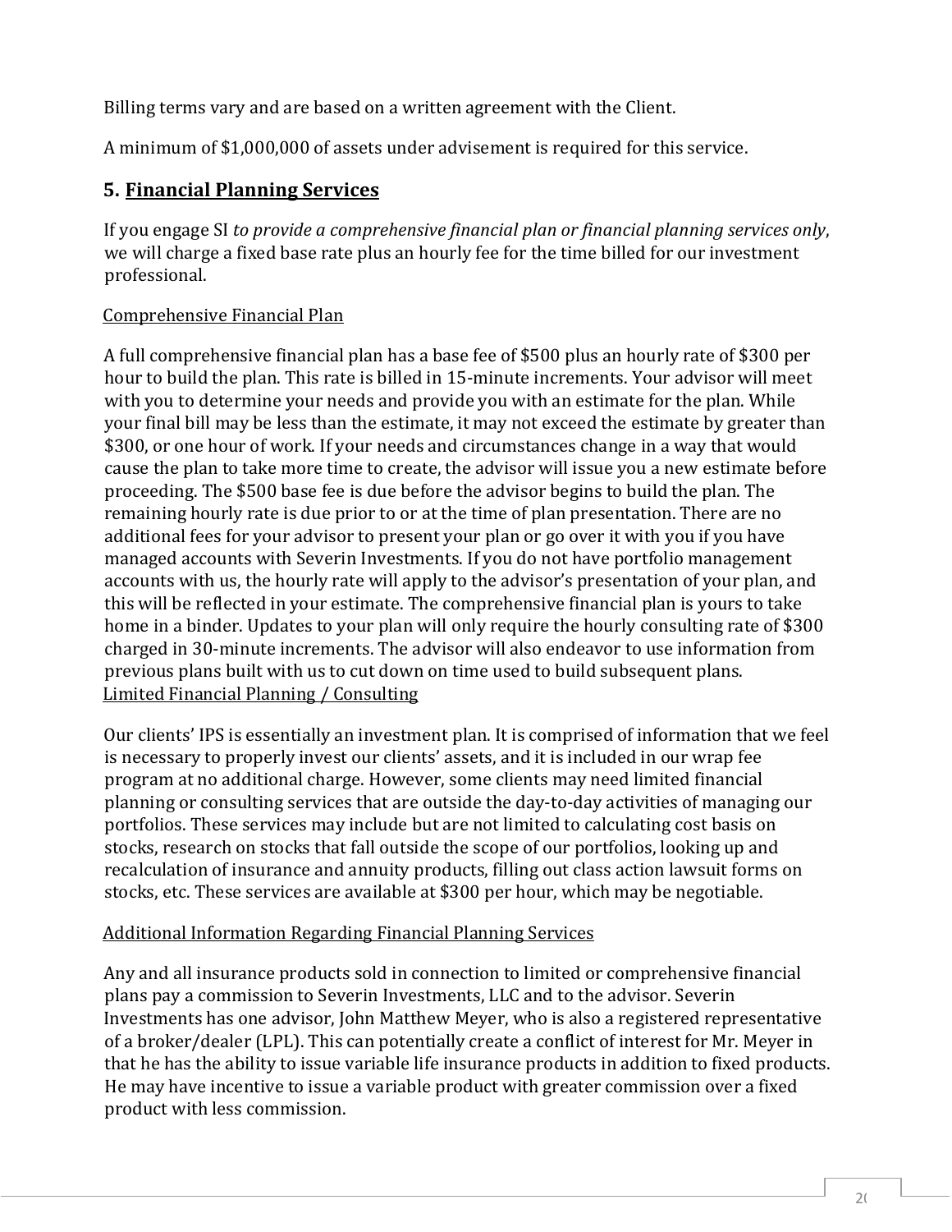Billing terms vary and are based on a written agreement with the Client.

A minimum of $1,000,000 of assets under advisement is required for this service.

## 5. Financial Planning Services

If you engage SI *to provide a comprehensive financial plan or financial planning services only*, we will charge a fixed base rate plus an hourly fee for the time billed for our investment professional.

Comprehensive Financial Plan

A full comprehensive financial plan has a base fee of $500 plus an hourly rate of $300 per hour to build the plan. This rate is billed in 15-minute increments. Your advisor will meet with you to determine your needs and provide you with an estimate for the plan. While your final bill may be less than the estimate, it may not exceed the estimate by greater than $300, or one hour of work. If your needs and circumstances change in a way that would cause the plan to take more time to create, the advisor will issue you a new estimate before proceeding. The $500 base fee is due before the advisor begins to build the plan. The remaining hourly rate is due prior to or at the time of plan presentation. There are no additional fees for your advisor to present your plan or go over it with you if you have managed accounts with Severin Investments. If you do not have portfolio management accounts with us, the hourly rate will apply to the advisor's presentation of your plan, and this will be reflected in your estimate. The comprehensive financial plan is yours to take home in a binder. Updates to your plan will only require the hourly consulting rate of $300 charged in 30-minute increments. The advisor will also endeavor to use information from previous plans built with us to cut down on time used to build subsequent plans.

Limited Financial Planning / Consulting

Our clients' IPS is essentially an investment plan. It is comprised of information that we feel is necessary to properly invest our clients' assets, and it is included in our wrap fee program at no additional charge. However, some clients may need limited financial planning or consulting services that are outside the day-to-day activities of managing our portfolios. These services may include but are not limited to calculating cost basis on stocks, research on stocks that fall outside the scope of our portfolios, looking up and recalculation of insurance and annuity products, filling out class action lawsuit forms on stocks, etc. These services are available at $300 per hour, which may be negotiable.

Additional Information Regarding Financial Planning Services

Any and all insurance products sold in connection to limited or comprehensive financial plans pay a commission to Severin Investments, LLC and to the advisor. Severin Investments has one advisor, John Matthew Meyer, who is also a registered representative of a broker/dealer (LPL). This can potentially create a conflict of interest for Mr. Meyer in that he has the ability to issue variable life insurance products in addition to fixed products. He may have incentive to issue a variable product with greater commission over a fixed product with less commission.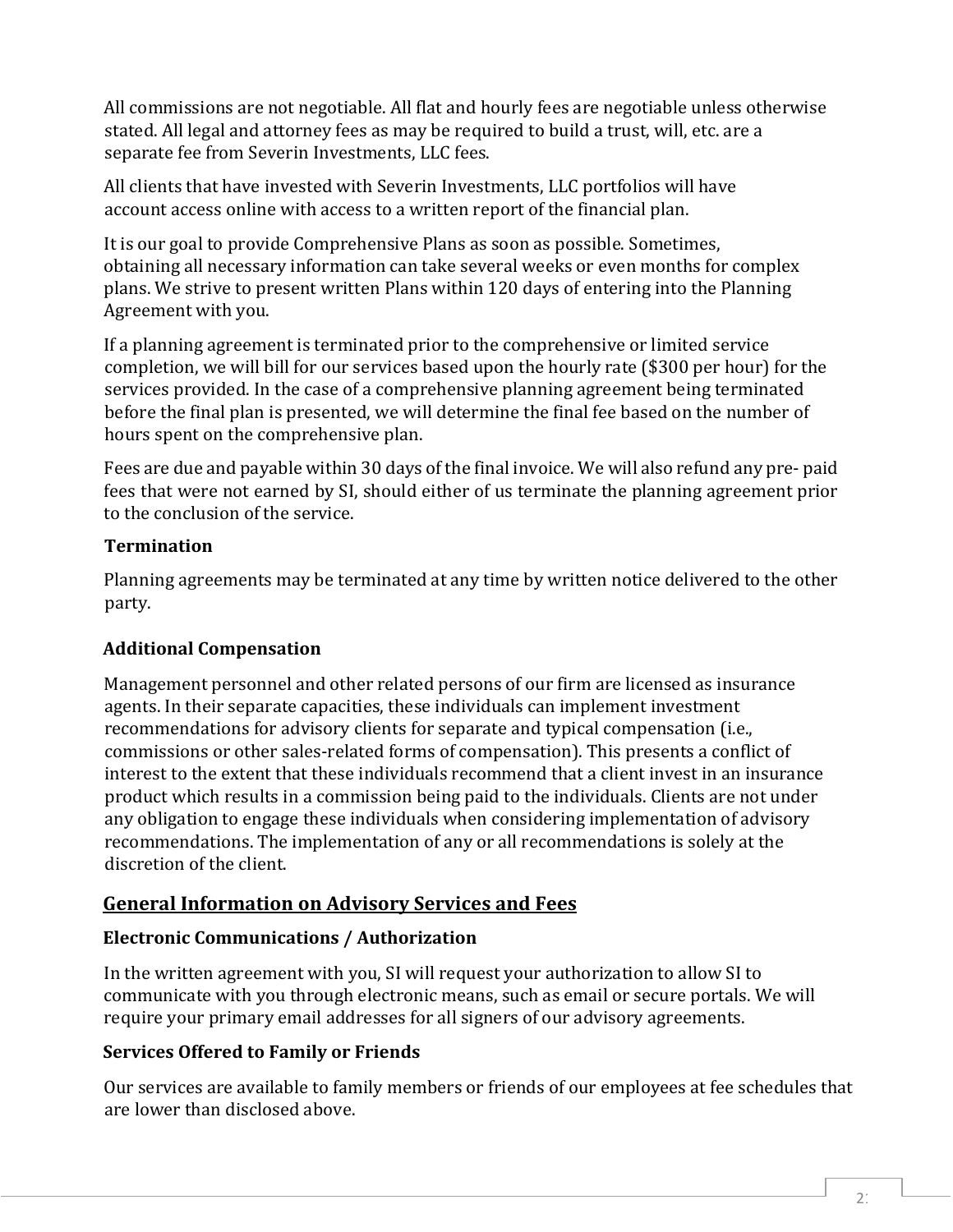All commissions are not negotiable. All flat and hourly fees are negotiable unless otherwise stated. All legal and attorney fees as may be required to build a trust, will, etc. are a separate fee from Severin Investments, LLC fees.

All clients that have invested with Severin Investments, LLC portfolios will have account access online with access to a written report of the financial plan.

It is our goal to provide Comprehensive Plans as soon as possible. Sometimes, obtaining all necessary information can take several weeks or even months for complex plans. We strive to present written Plans within 120 days of entering into the Planning Agreement with you.

If a planning agreement is terminated prior to the comprehensive or limited service completion, we will bill for our services based upon the hourly rate ($300 per hour) for the services provided. In the case of a comprehensive planning agreement being terminated before the final plan is presented, we will determine the final fee based on the number of hours spent on the comprehensive plan.

Fees are due and payable within 30 days of the final invoice. We will also refund any pre- paid fees that were not earned by SI, should either of us terminate the planning agreement prior to the conclusion of the service.

### Termination

Planning agreements may be terminated at any time by written notice delivered to the other party.

### Additional Compensation

Management personnel and other related persons of our firm are licensed as insurance agents. In their separate capacities, these individuals can implement investment recommendations for advisory clients for separate and typical compensation (i.e., commissions or other sales-related forms of compensation). This presents a conflict of interest to the extent that these individuals recommend that a client invest in an insurance product which results in a commission being paid to the individuals. Clients are not under any obligation to engage these individuals when considering implementation of advisory recommendations. The implementation of any or all recommendations is solely at the discretion of the client.

## General Information on Advisory Services and Fees

### Electronic Communications / Authorization

In the written agreement with you, SI will request your authorization to allow SI to communicate with you through electronic means, such as email or secure portals. We will require your primary email addresses for all signers of our advisory agreements.

### Services Offered to Family or Friends

Our services are available to family members or friends of our employees at fee schedules that are lower than disclosed above.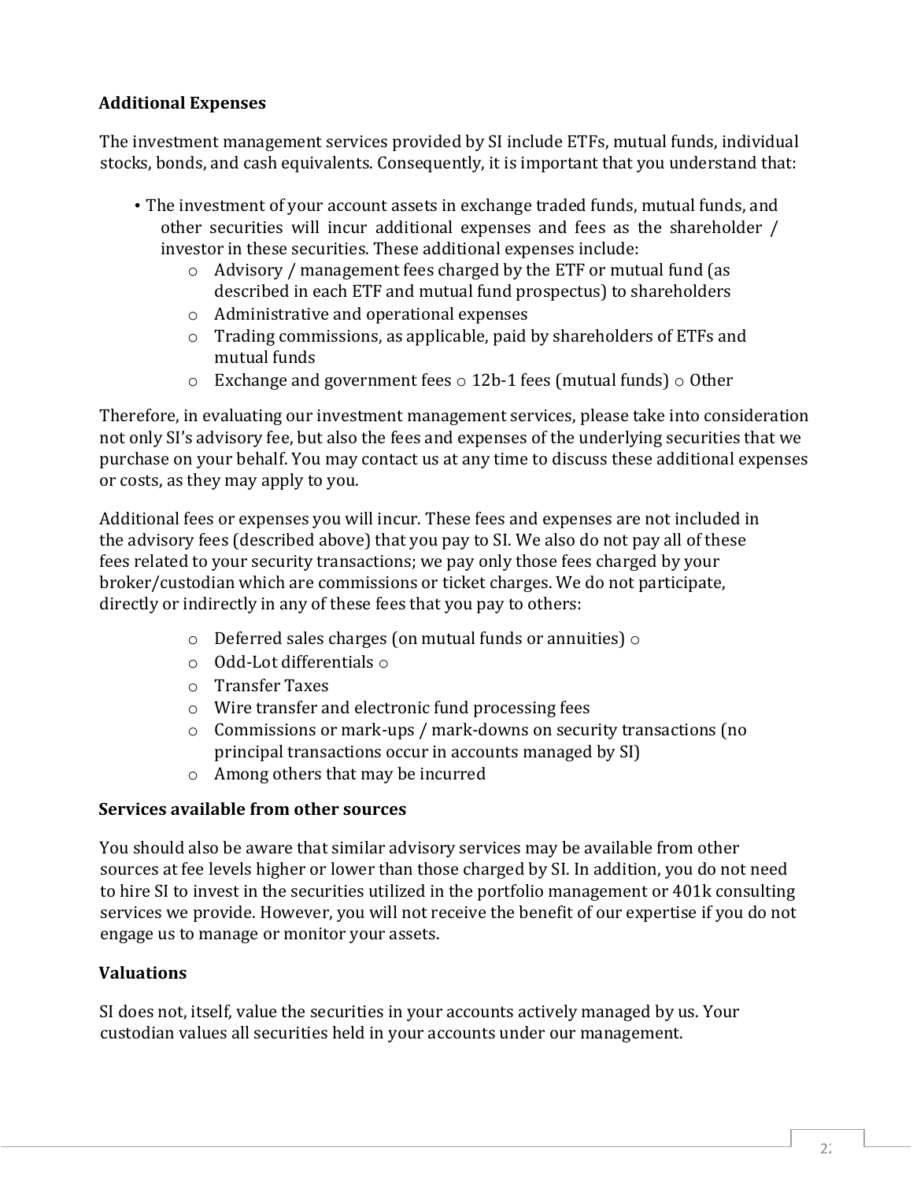### Additional Expenses

The investment management services provided by SI include ETFs, mutual funds, individual stocks, bonds, and cash equivalents. Consequently, it is important that you understand that:

- The investment of your account assets in exchange traded funds, mutual funds, and other securities will incur additional expenses and fees as the shareholder / investor in these securities. These additional expenses include:
  - Advisory / management fees charged by the ETF or mutual fund (as described in each ETF and mutual fund prospectus) to shareholders
  - Administrative and operational expenses
  - Trading commissions, as applicable, paid by shareholders of ETFs and mutual funds
  - Exchange and government fees
  - 12b-1 fees (mutual funds)
  - Other

Therefore, in evaluating our investment management services, please take into consideration not only SI's advisory fee, but also the fees and expenses of the underlying securities that we purchase on your behalf. You may contact us at any time to discuss these additional expenses or costs, as they may apply to you.

Additional fees or expenses you will incur. These fees and expenses are not included in the advisory fees (described above) that you pay to SI. We also do not pay all of these fees related to your security transactions; we pay only those fees charged by your broker/custodian which are commissions or ticket charges. We do not participate, directly or indirectly in any of these fees that you pay to others:

- Deferred sales charges (on mutual funds or annuities)
- Odd-Lot differentials
- Transfer Taxes
- Wire transfer and electronic fund processing fees
- Commissions or mark-ups / mark-downs on security transactions (no principal transactions occur in accounts managed by SI)
- Among others that may be incurred

### Services available from other sources

You should also be aware that similar advisory services may be available from other sources at fee levels higher or lower than those charged by SI. In addition, you do not need to hire SI to invest in the securities utilized in the portfolio management or 401k consulting services we provide. However, you will not receive the benefit of our expertise if you do not engage us to manage or monitor your assets.

### Valuations

SI does not, itself, value the securities in your accounts actively managed by us. Your custodian values all securities held in your accounts under our management.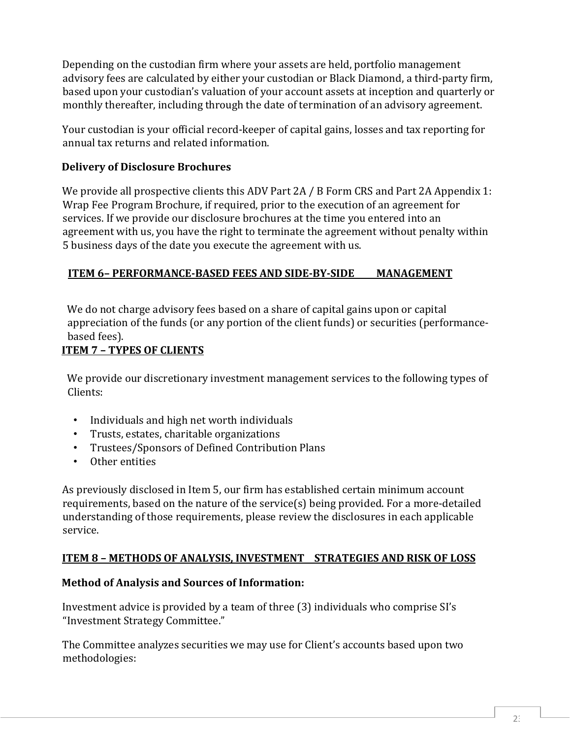Depending on the custodian firm where your assets are held, portfolio management advisory fees are calculated by either your custodian or Black Diamond, a third-party firm, based upon your custodian's valuation of your account assets at inception and quarterly or monthly thereafter, including through the date of termination of an advisory agreement.

Your custodian is your official record-keeper of capital gains, losses and tax reporting for annual tax returns and related information.

**Delivery of Disclosure Brochures**

We provide all prospective clients this ADV Part 2A / B Form CRS and Part 2A Appendix 1: Wrap Fee Program Brochure, if required, prior to the execution of an agreement for services. If we provide our disclosure brochures at the time you entered into an agreement with us, you have the right to terminate the agreement without penalty within 5 business days of the date you execute the agreement with us.

## ITEM 6– PERFORMANCE-BASED FEES AND SIDE-BY-SIDE MANAGEMENT

We do not charge advisory fees based on a share of capital gains upon or capital appreciation of the funds (or any portion of the client funds) or securities (performance-based fees).

## ITEM 7 – TYPES OF CLIENTS

We provide our discretionary investment management services to the following types of Clients:

- Individuals and high net worth individuals
- Trusts, estates, charitable organizations
- Trustees/Sponsors of Defined Contribution Plans
- Other entities

As previously disclosed in Item 5, our firm has established certain minimum account requirements, based on the nature of the service(s) being provided. For a more-detailed understanding of those requirements, please review the disclosures in each applicable service.

## ITEM 8 – METHODS OF ANALYSIS, INVESTMENT STRATEGIES AND RISK OF LOSS

**Method of Analysis and Sources of Information:**

Investment advice is provided by a team of three (3) individuals who comprise SI's "Investment Strategy Committee."

The Committee analyzes securities we may use for Client's accounts based upon two methodologies: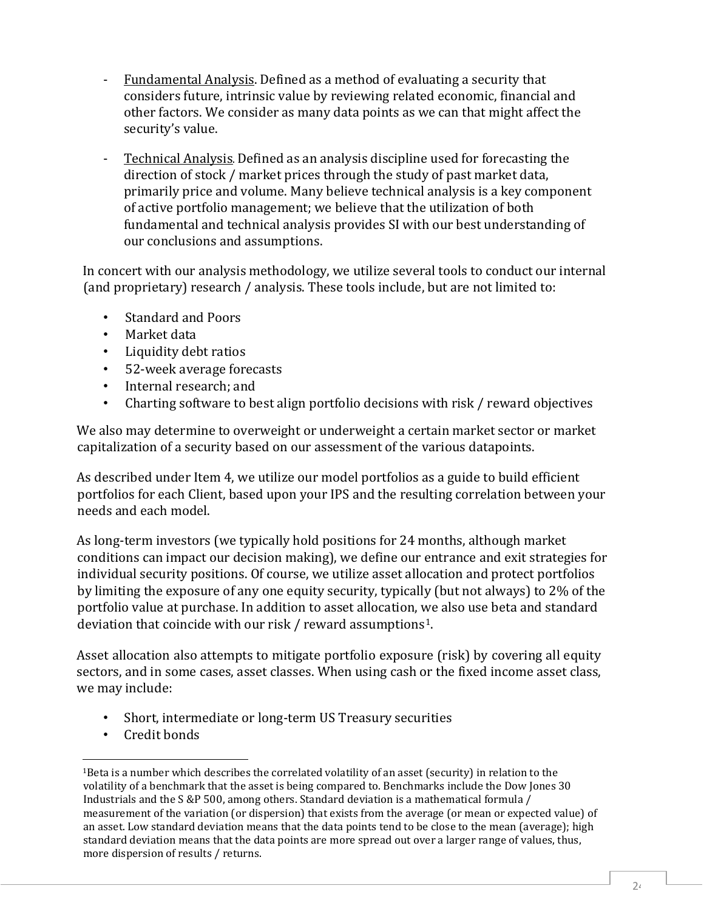- <u>Fundamental Analysis</u>. Defined as a method of evaluating a security that considers future, intrinsic value by reviewing related economic, financial and other factors. We consider as many data points as we can that might affect the security's value.

- <u>Technical Analysis</u>. Defined as an analysis discipline used for forecasting the direction of stock / market prices through the study of past market data, primarily price and volume. Many believe technical analysis is a key component of active portfolio management; we believe that the utilization of both fundamental and technical analysis provides SI with our best understanding of our conclusions and assumptions.

In concert with our analysis methodology, we utilize several tools to conduct our internal (and proprietary) research / analysis. These tools include, but are not limited to:

- Standard and Poors
- Market data
- Liquidity debt ratios
- 52-week average forecasts
- Internal research; and
- Charting software to best align portfolio decisions with risk / reward objectives

We also may determine to overweight or underweight a certain market sector or market capitalization of a security based on our assessment of the various datapoints.

As described under Item 4, we utilize our model portfolios as a guide to build efficient portfolios for each Client, based upon your IPS and the resulting correlation between your needs and each model.

As long-term investors (we typically hold positions for 24 months, although market conditions can impact our decision making), we define our entrance and exit strategies for individual security positions. Of course, we utilize asset allocation and protect portfolios by limiting the exposure of any one equity security, typically (but not always) to 2% of the portfolio value at purchase. In addition to asset allocation, we also use beta and standard deviation that coincide with our risk / reward assumptions[1].

Asset allocation also attempts to mitigate portfolio exposure (risk) by covering all equity sectors, and in some cases, asset classes. When using cash or the fixed income asset class, we may include:

- Short, intermediate or long-term US Treasury securities
- Credit bonds

---

[1]Beta is a number which describes the correlated volatility of an asset (security) in relation to the volatility of a benchmark that the asset is being compared to. Benchmarks include the Dow Jones 30 Industrials and the S &P 500, among others. Standard deviation is a mathematical formula / measurement of the variation (or dispersion) that exists from the average (or mean or expected value) of an asset. Low standard deviation means that the data points tend to be close to the mean (average); high standard deviation means that the data points are more spread out over a larger range of values, thus, more dispersion of results / returns.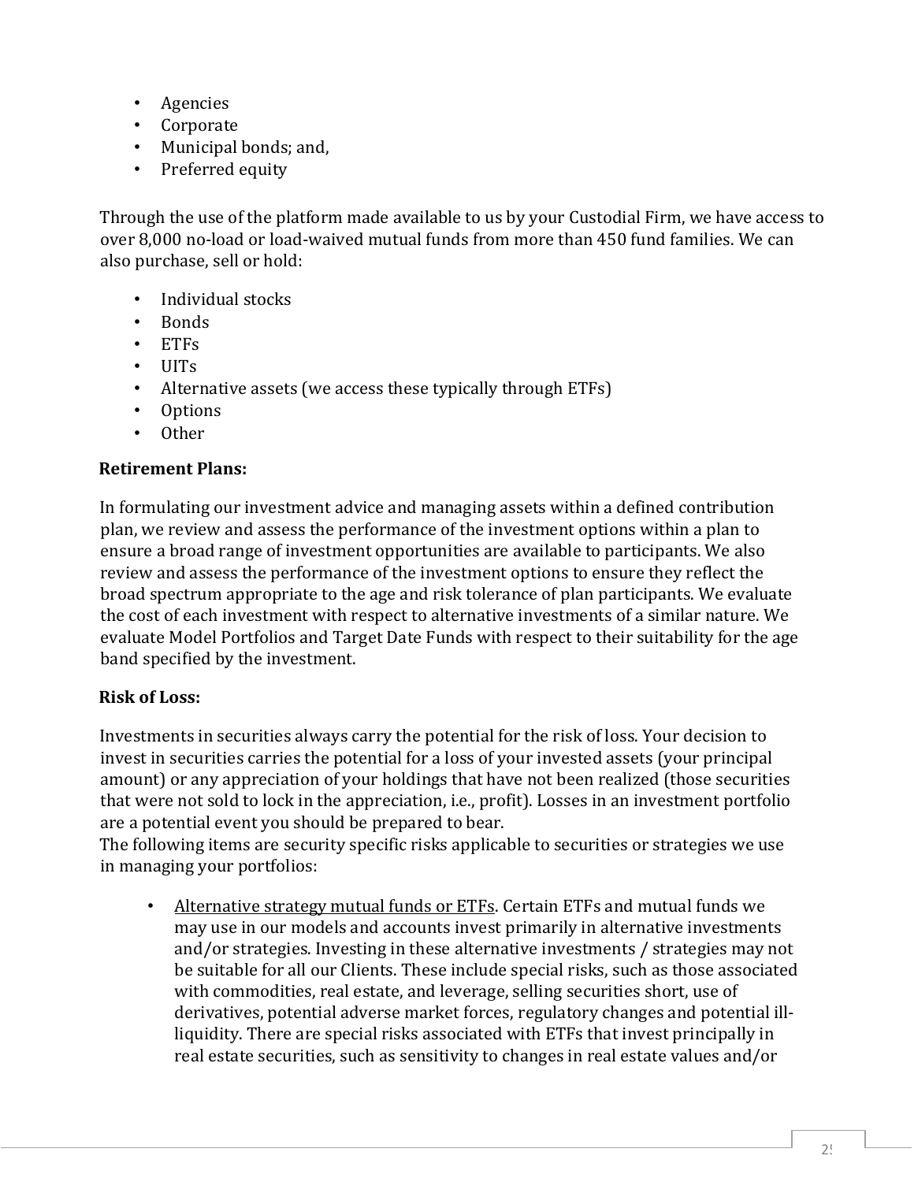- Agencies
- Corporate
- Municipal bonds; and,
- Preferred equity

Through the use of the platform made available to us by your Custodial Firm, we have access to over 8,000 no-load or load-waived mutual funds from more than 450 fund families. We can also purchase, sell or hold:

- Individual stocks
- Bonds
- ETFs
- UITs
- Alternative assets (we access these typically through ETFs)
- Options
- Other

**Retirement Plans:**

In formulating our investment advice and managing assets within a defined contribution plan, we review and assess the performance of the investment options within a plan to ensure a broad range of investment opportunities are available to participants. We also review and assess the performance of the investment options to ensure they reflect the broad spectrum appropriate to the age and risk tolerance of plan participants. We evaluate the cost of each investment with respect to alternative investments of a similar nature. We evaluate Model Portfolios and Target Date Funds with respect to their suitability for the age band specified by the investment.

**Risk of Loss:**

Investments in securities always carry the potential for the risk of loss. Your decision to invest in securities carries the potential for a loss of your invested assets (your principal amount) or any appreciation of your holdings that have not been realized (those securities that were not sold to lock in the appreciation, i.e., profit). Losses in an investment portfolio are a potential event you should be prepared to bear.
The following items are security specific risks applicable to securities or strategies we use in managing your portfolios:

- Alternative strategy mutual funds or ETFs. Certain ETFs and mutual funds we may use in our models and accounts invest primarily in alternative investments and/or strategies. Investing in these alternative investments / strategies may not be suitable for all our Clients. These include special risks, such as those associated with commodities, real estate, and leverage, selling securities short, use of derivatives, potential adverse market forces, regulatory changes and potential ill-liquidity. There are special risks associated with ETFs that invest principally in real estate securities, such as sensitivity to changes in real estate values and/or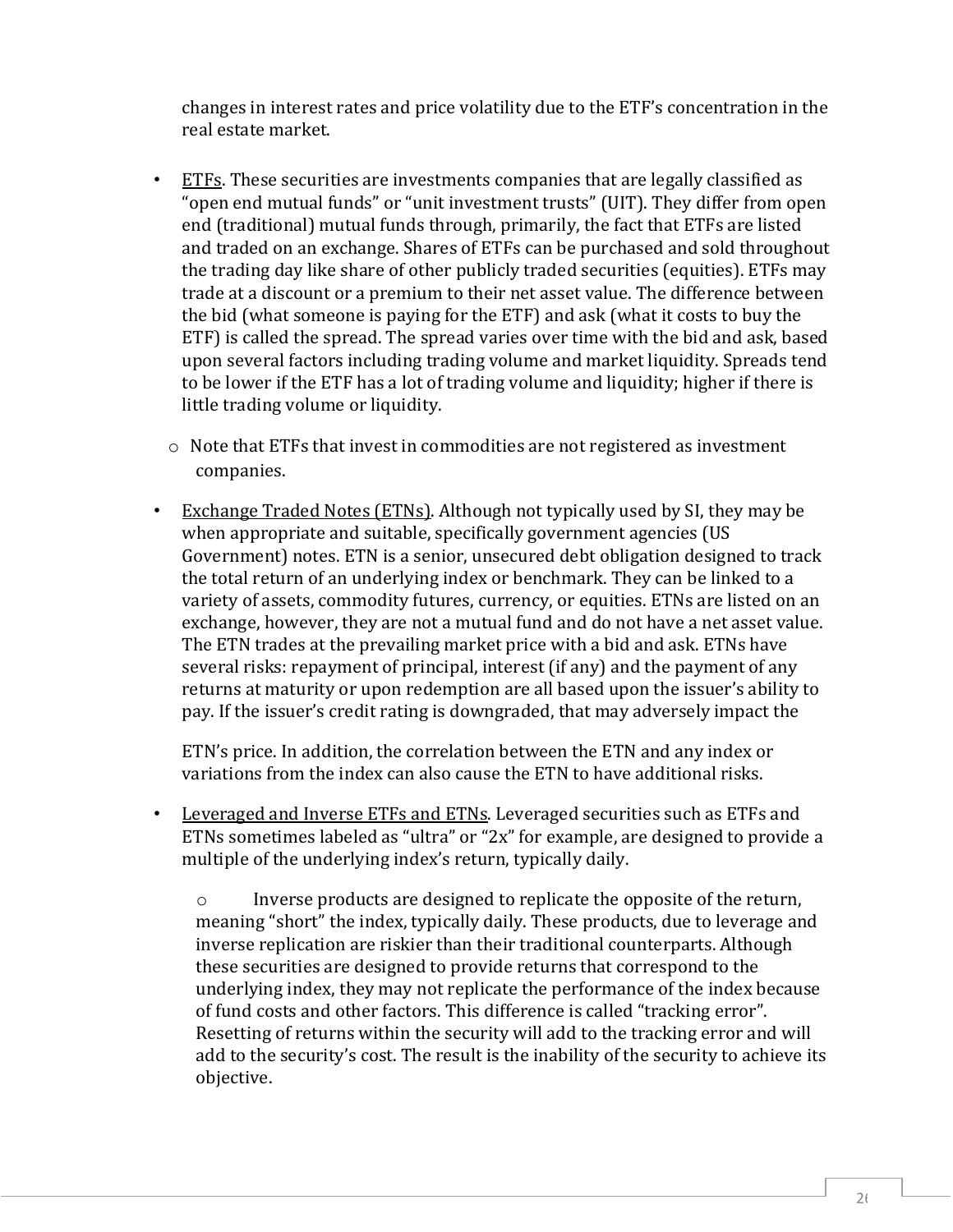changes in interest rates and price volatility due to the ETF's concentration in the real estate market.

- <u>ETFs</u>. These securities are investments companies that are legally classified as "open end mutual funds" or "unit investment trusts" (UIT). They differ from open end (traditional) mutual funds through, primarily, the fact that ETFs are listed and traded on an exchange. Shares of ETFs can be purchased and sold throughout the trading day like share of other publicly traded securities (equities). ETFs may trade at a discount or a premium to their net asset value. The difference between the bid (what someone is paying for the ETF) and ask (what it costs to buy the ETF) is called the spread. The spread varies over time with the bid and ask, based upon several factors including trading volume and market liquidity. Spreads tend to be lower if the ETF has a lot of trading volume and liquidity; higher if there is little trading volume or liquidity.
  - Note that ETFs that invest in commodities are not registered as investment companies.

- <u>Exchange Traded Notes (ETNs)</u>. Although not typically used by SI, they may be when appropriate and suitable, specifically government agencies (US Government) notes. ETN is a senior, unsecured debt obligation designed to track the total return of an underlying index or benchmark. They can be linked to a variety of assets, commodity futures, currency, or equities. ETNs are listed on an exchange, however, they are not a mutual fund and do not have a net asset value. The ETN trades at the prevailing market price with a bid and ask. ETNs have several risks: repayment of principal, interest (if any) and the payment of any returns at maturity or upon redemption are all based upon the issuer's ability to pay. If the issuer's credit rating is downgraded, that may adversely impact the

  ETN's price. In addition, the correlation between the ETN and any index or variations from the index can also cause the ETN to have additional risks.

- <u>Leveraged and Inverse ETFs and ETNs</u>. Leveraged securities such as ETFs and ETNs sometimes labeled as "ultra" or "2x" for example, are designed to provide a multiple of the underlying index's return, typically daily.
  - Inverse products are designed to replicate the opposite of the return, meaning "short" the index, typically daily. These products, due to leverage and inverse replication are riskier than their traditional counterparts. Although these securities are designed to provide returns that correspond to the underlying index, they may not replicate the performance of the index because of fund costs and other factors. This difference is called "tracking error". Resetting of returns within the security will add to the tracking error and will add to the security's cost. The result is the inability of the security to achieve its objective.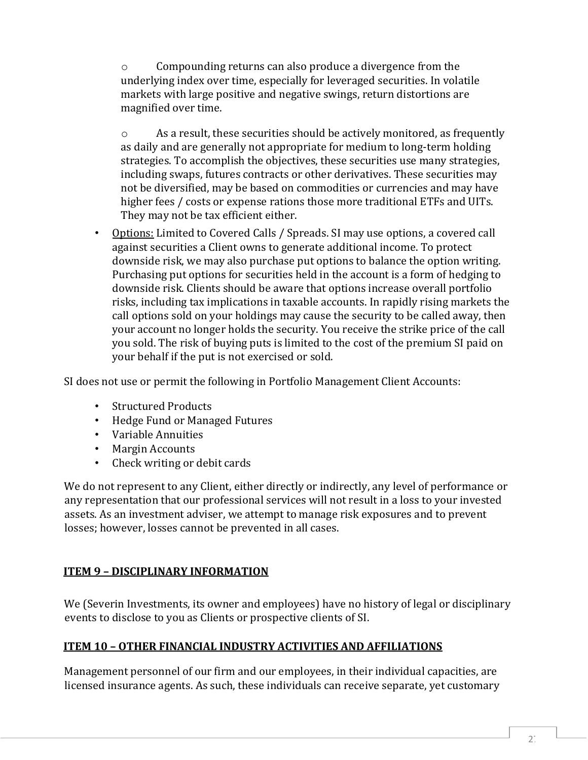- Compounding returns can also produce a divergence from the underlying index over time, especially for leveraged securities. In volatile markets with large positive and negative swings, return distortions are magnified over time.

- As a result, these securities should be actively monitored, as frequently as daily and are generally not appropriate for medium to long-term holding strategies. To accomplish the objectives, these securities use many strategies, including swaps, futures contracts or other derivatives. These securities may not be diversified, may be based on commodities or currencies and may have higher fees / costs or expense rations those more traditional ETFs and UITs. They may not be tax efficient either.

- Options: Limited to Covered Calls / Spreads. SI may use options, a covered call against securities a Client owns to generate additional income. To protect downside risk, we may also purchase put options to balance the option writing. Purchasing put options for securities held in the account is a form of hedging to downside risk. Clients should be aware that options increase overall portfolio risks, including tax implications in taxable accounts. In rapidly rising markets the call options sold on your holdings may cause the security to be called away, then your account no longer holds the security. You receive the strike price of the call you sold. The risk of buying puts is limited to the cost of the premium SI paid on your behalf if the put is not exercised or sold.

SI does not use or permit the following in Portfolio Management Client Accounts:

- Structured Products
- Hedge Fund or Managed Futures
- Variable Annuities
- Margin Accounts
- Check writing or debit cards

We do not represent to any Client, either directly or indirectly, any level of performance or any representation that our professional services will not result in a loss to your invested assets. As an investment adviser, we attempt to manage risk exposures and to prevent losses; however, losses cannot be prevented in all cases.

## ITEM 9 – DISCIPLINARY INFORMATION

We (Severin Investments, its owner and employees) have no history of legal or disciplinary events to disclose to you as Clients or prospective clients of SI.

## ITEM 10 – OTHER FINANCIAL INDUSTRY ACTIVITIES AND AFFILIATIONS

Management personnel of our firm and our employees, in their individual capacities, are licensed insurance agents. As such, these individuals can receive separate, yet customary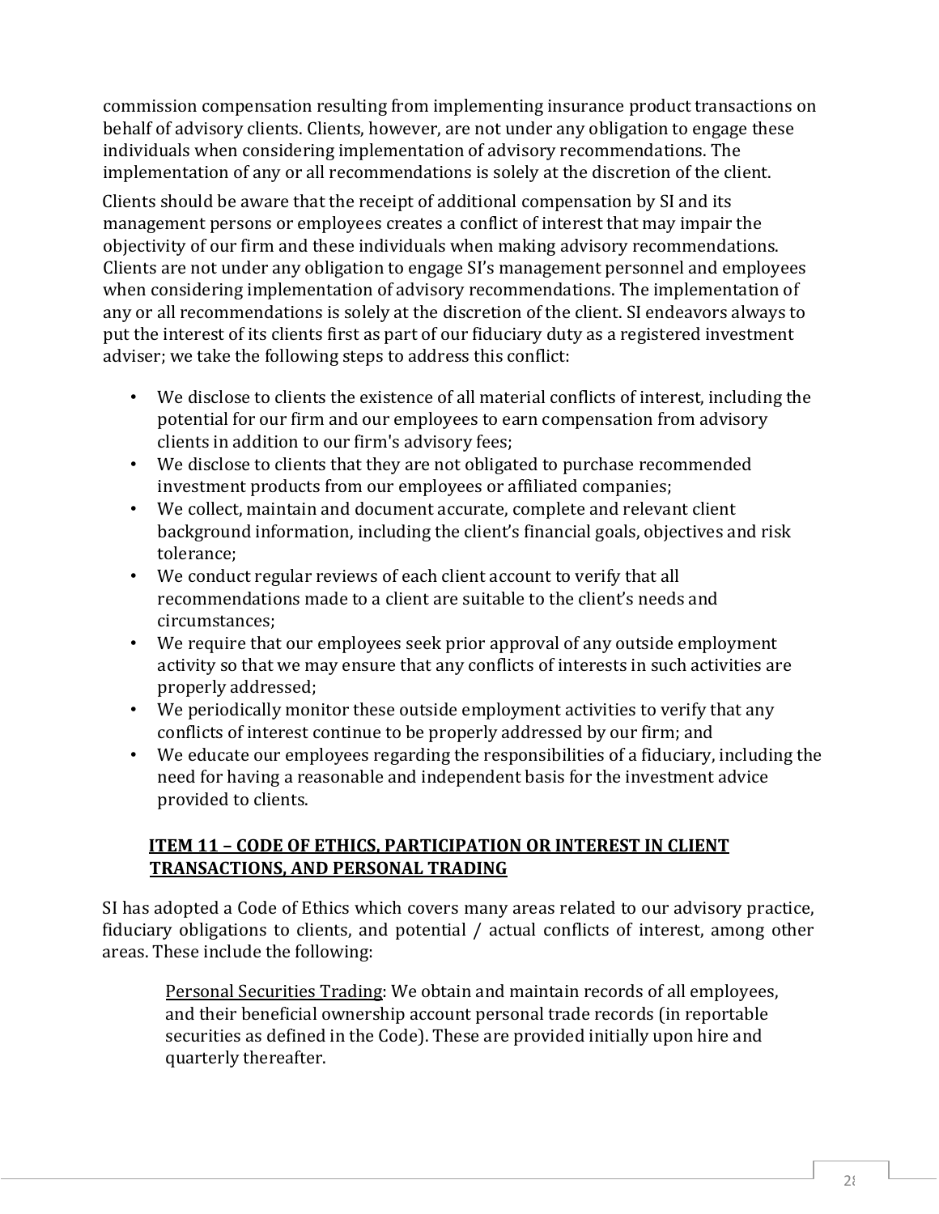commission compensation resulting from implementing insurance product transactions on behalf of advisory clients. Clients, however, are not under any obligation to engage these individuals when considering implementation of advisory recommendations. The implementation of any or all recommendations is solely at the discretion of the client.

Clients should be aware that the receipt of additional compensation by SI and its management persons or employees creates a conflict of interest that may impair the objectivity of our firm and these individuals when making advisory recommendations. Clients are not under any obligation to engage SI's management personnel and employees when considering implementation of advisory recommendations. The implementation of any or all recommendations is solely at the discretion of the client. SI endeavors always to put the interest of its clients first as part of our fiduciary duty as a registered investment adviser; we take the following steps to address this conflict:

- We disclose to clients the existence of all material conflicts of interest, including the potential for our firm and our employees to earn compensation from advisory clients in addition to our firm's advisory fees;
- We disclose to clients that they are not obligated to purchase recommended investment products from our employees or affiliated companies;
- We collect, maintain and document accurate, complete and relevant client background information, including the client's financial goals, objectives and risk tolerance;
- We conduct regular reviews of each client account to verify that all recommendations made to a client are suitable to the client's needs and circumstances;
- We require that our employees seek prior approval of any outside employment activity so that we may ensure that any conflicts of interests in such activities are properly addressed;
- We periodically monitor these outside employment activities to verify that any conflicts of interest continue to be properly addressed by our firm; and
- We educate our employees regarding the responsibilities of a fiduciary, including the need for having a reasonable and independent basis for the investment advice provided to clients.

## ITEM 11 – CODE OF ETHICS, PARTICIPATION OR INTEREST IN CLIENT TRANSACTIONS, AND PERSONAL TRADING

SI has adopted a Code of Ethics which covers many areas related to our advisory practice, fiduciary obligations to clients, and potential / actual conflicts of interest, among other areas. These include the following:

Personal Securities Trading: We obtain and maintain records of all employees, and their beneficial ownership account personal trade records (in reportable securities as defined in the Code). These are provided initially upon hire and quarterly thereafter.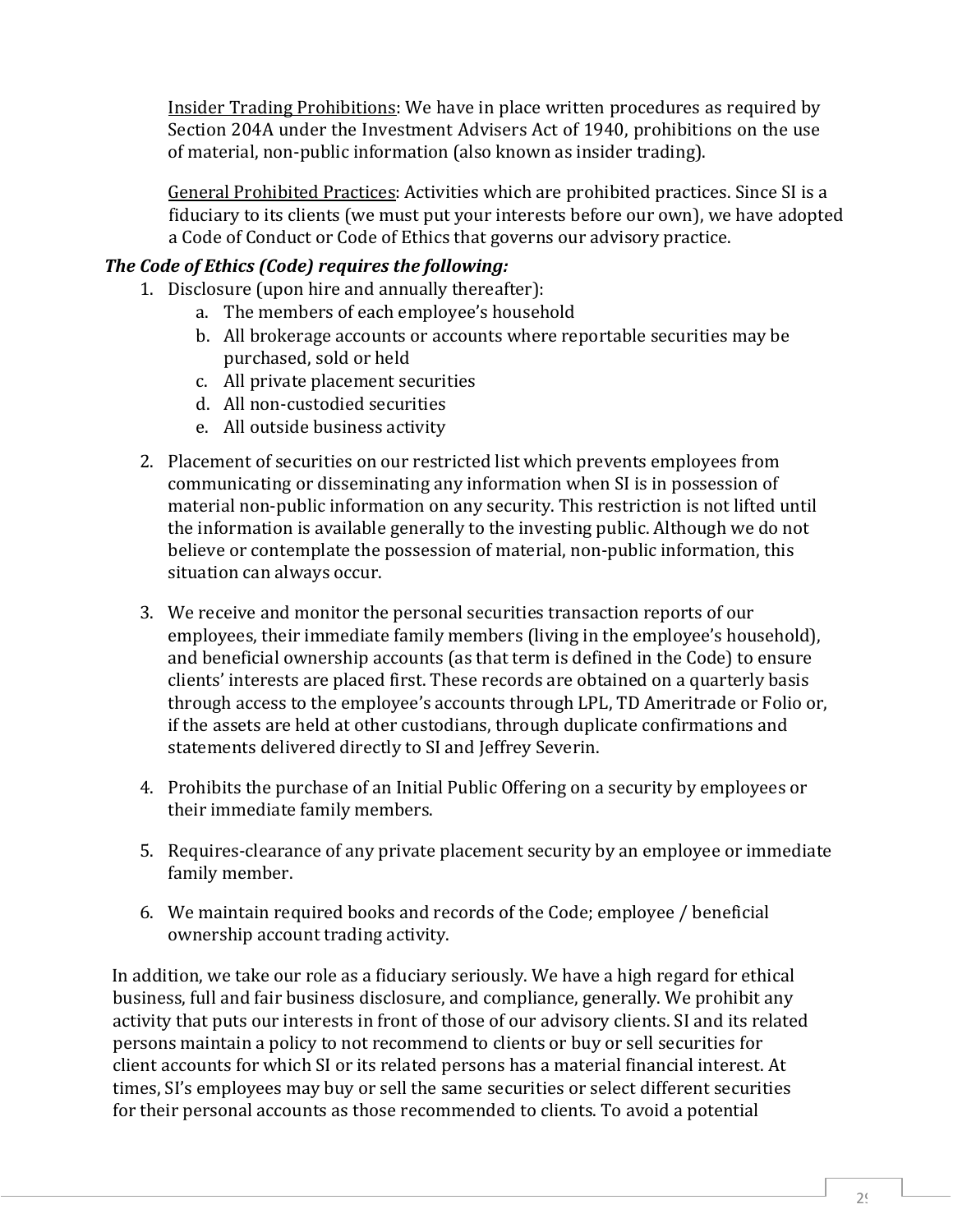Insider Trading Prohibitions: We have in place written procedures as required by Section 204A under the Investment Advisers Act of 1940, prohibitions on the use of material, non-public information (also known as insider trading).

General Prohibited Practices: Activities which are prohibited practices. Since SI is a fiduciary to its clients (we must put your interests before our own), we have adopted a Code of Conduct or Code of Ethics that governs our advisory practice.

***The Code of Ethics (Code) requires the following:***

1. Disclosure (upon hire and annually thereafter):
   a. The members of each employee's household
   b. All brokerage accounts or accounts where reportable securities may be purchased, sold or held
   c. All private placement securities
   d. All non-custodied securities
   e. All outside business activity

2. Placement of securities on our restricted list which prevents employees from communicating or disseminating any information when SI is in possession of material non-public information on any security. This restriction is not lifted until the information is available generally to the investing public. Although we do not believe or contemplate the possession of material, non-public information, this situation can always occur.

3. We receive and monitor the personal securities transaction reports of our employees, their immediate family members (living in the employee's household), and beneficial ownership accounts (as that term is defined in the Code) to ensure clients' interests are placed first. These records are obtained on a quarterly basis through access to the employee's accounts through LPL, TD Ameritrade or Folio or, if the assets are held at other custodians, through duplicate confirmations and statements delivered directly to SI and Jeffrey Severin.

4. Prohibits the purchase of an Initial Public Offering on a security by employees or their immediate family members.

5. Requires-clearance of any private placement security by an employee or immediate family member.

6. We maintain required books and records of the Code; employee / beneficial ownership account trading activity.

In addition, we take our role as a fiduciary seriously. We have a high regard for ethical business, full and fair business disclosure, and compliance, generally. We prohibit any activity that puts our interests in front of those of our advisory clients. SI and its related persons maintain a policy to not recommend to clients or buy or sell securities for client accounts for which SI or its related persons has a material financial interest. At times, SI's employees may buy or sell the same securities or select different securities for their personal accounts as those recommended to clients. To avoid a potential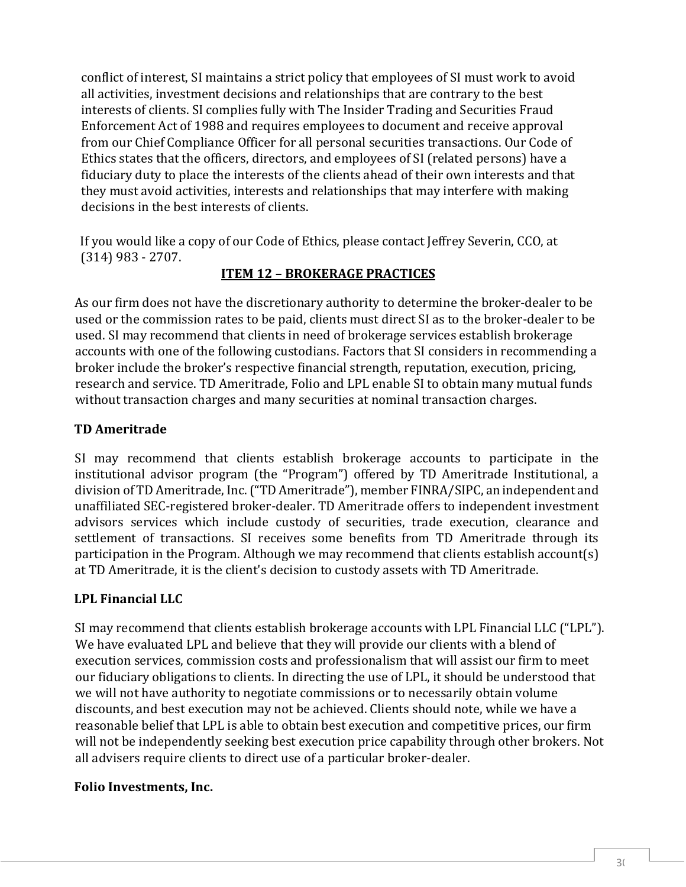conflict of interest, SI maintains a strict policy that employees of SI must work to avoid all activities, investment decisions and relationships that are contrary to the best interests of clients. SI complies fully with The Insider Trading and Securities Fraud Enforcement Act of 1988 and requires employees to document and receive approval from our Chief Compliance Officer for all personal securities transactions. Our Code of Ethics states that the officers, directors, and employees of SI (related persons) have a fiduciary duty to place the interests of the clients ahead of their own interests and that they must avoid activities, interests and relationships that may interfere with making decisions in the best interests of clients.

If you would like a copy of our Code of Ethics, please contact Jeffrey Severin, CCO, at (314) 983 - 2707.

## ITEM 12 – BROKERAGE PRACTICES

As our firm does not have the discretionary authority to determine the broker-dealer to be used or the commission rates to be paid, clients must direct SI as to the broker-dealer to be used. SI may recommend that clients in need of brokerage services establish brokerage accounts with one of the following custodians. Factors that SI considers in recommending a broker include the broker's respective financial strength, reputation, execution, pricing, research and service. TD Ameritrade, Folio and LPL enable SI to obtain many mutual funds without transaction charges and many securities at nominal transaction charges.

### TD Ameritrade

SI may recommend that clients establish brokerage accounts to participate in the institutional advisor program (the "Program") offered by TD Ameritrade Institutional, a division of TD Ameritrade, Inc. ("TD Ameritrade"), member FINRA/SIPC, an independent and unaffiliated SEC-registered broker-dealer. TD Ameritrade offers to independent investment advisors services which include custody of securities, trade execution, clearance and settlement of transactions. SI receives some benefits from TD Ameritrade through its participation in the Program. Although we may recommend that clients establish account(s) at TD Ameritrade, it is the client's decision to custody assets with TD Ameritrade.

### LPL Financial LLC

SI may recommend that clients establish brokerage accounts with LPL Financial LLC ("LPL"). We have evaluated LPL and believe that they will provide our clients with a blend of execution services, commission costs and professionalism that will assist our firm to meet our fiduciary obligations to clients. In directing the use of LPL, it should be understood that we will not have authority to negotiate commissions or to necessarily obtain volume discounts, and best execution may not be achieved. Clients should note, while we have a reasonable belief that LPL is able to obtain best execution and competitive prices, our firm will not be independently seeking best execution price capability through other brokers. Not all advisers require clients to direct use of a particular broker-dealer.

### Folio Investments, Inc.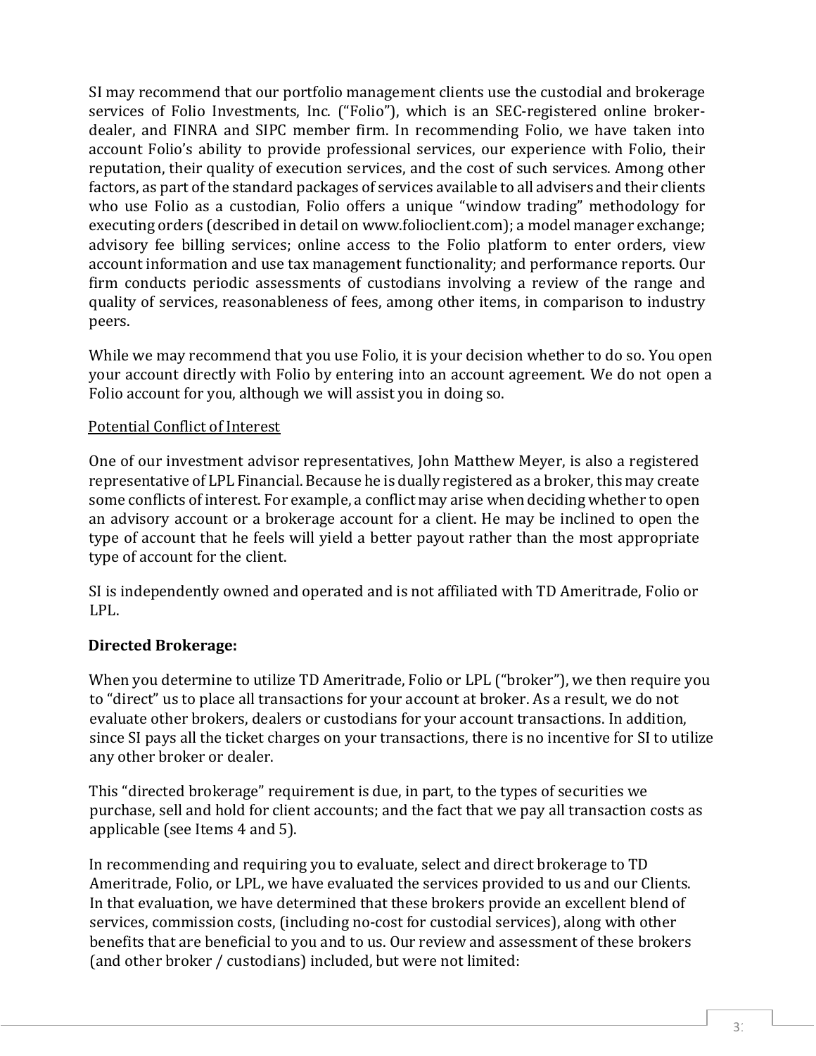SI may recommend that our portfolio management clients use the custodial and brokerage services of Folio Investments, Inc. ("Folio"), which is an SEC-registered online broker-dealer, and FINRA and SIPC member firm. In recommending Folio, we have taken into account Folio's ability to provide professional services, our experience with Folio, their reputation, their quality of execution services, and the cost of such services. Among other factors, as part of the standard packages of services available to all advisers and their clients who use Folio as a custodian, Folio offers a unique "window trading" methodology for executing orders (described in detail on www.folioclient.com); a model manager exchange; advisory fee billing services; online access to the Folio platform to enter orders, view account information and use tax management functionality; and performance reports. Our firm conducts periodic assessments of custodians involving a review of the range and quality of services, reasonableness of fees, among other items, in comparison to industry peers.

While we may recommend that you use Folio, it is your decision whether to do so. You open your account directly with Folio by entering into an account agreement. We do not open a Folio account for you, although we will assist you in doing so.

Potential Conflict of Interest

One of our investment advisor representatives, John Matthew Meyer, is also a registered representative of LPL Financial. Because he is dually registered as a broker, this may create some conflicts of interest. For example, a conflict may arise when deciding whether to open an advisory account or a brokerage account for a client. He may be inclined to open the type of account that he feels will yield a better payout rather than the most appropriate type of account for the client.

SI is independently owned and operated and is not affiliated with TD Ameritrade, Folio or LPL.

**Directed Brokerage:**

When you determine to utilize TD Ameritrade, Folio or LPL ("broker"), we then require you to "direct" us to place all transactions for your account at broker. As a result, we do not evaluate other brokers, dealers or custodians for your account transactions. In addition, since SI pays all the ticket charges on your transactions, there is no incentive for SI to utilize any other broker or dealer.

This "directed brokerage" requirement is due, in part, to the types of securities we purchase, sell and hold for client accounts; and the fact that we pay all transaction costs as applicable (see Items 4 and 5).

In recommending and requiring you to evaluate, select and direct brokerage to TD Ameritrade, Folio, or LPL, we have evaluated the services provided to us and our Clients. In that evaluation, we have determined that these brokers provide an excellent blend of services, commission costs, (including no-cost for custodial services), along with other benefits that are beneficial to you and to us. Our review and assessment of these brokers (and other broker / custodians) included, but were not limited: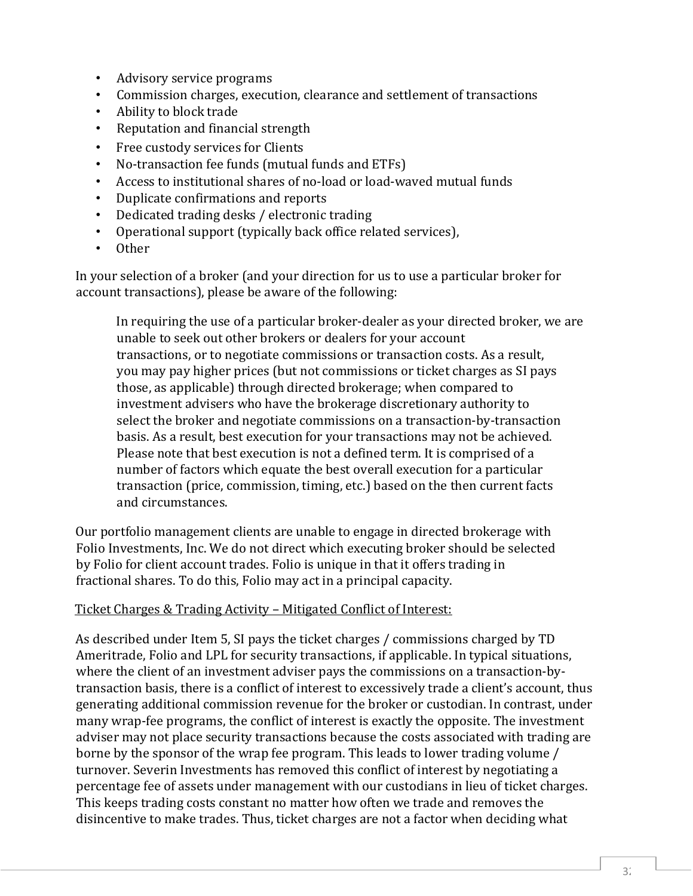- Advisory service programs
- Commission charges, execution, clearance and settlement of transactions
- Ability to block trade
- Reputation and financial strength
- Free custody services for Clients
- No-transaction fee funds (mutual funds and ETFs)
- Access to institutional shares of no-load or load-waved mutual funds
- Duplicate confirmations and reports
- Dedicated trading desks / electronic trading
- Operational support (typically back office related services),
- Other

In your selection of a broker (and your direction for us to use a particular broker for account transactions), please be aware of the following:

> In requiring the use of a particular broker-dealer as your directed broker, we are unable to seek out other brokers or dealers for your account transactions, or to negotiate commissions or transaction costs. As a result, you may pay higher prices (but not commissions or ticket charges as SI pays those, as applicable) through directed brokerage; when compared to investment advisers who have the brokerage discretionary authority to select the broker and negotiate commissions on a transaction-by-transaction basis. As a result, best execution for your transactions may not be achieved. Please note that best execution is not a defined term. It is comprised of a number of factors which equate the best overall execution for a particular transaction (price, commission, timing, etc.) based on the then current facts and circumstances.

Our portfolio management clients are unable to engage in directed brokerage with Folio Investments, Inc. We do not direct which executing broker should be selected by Folio for client account trades. Folio is unique in that it offers trading in fractional shares. To do this, Folio may act in a principal capacity.

<u>Ticket Charges & Trading Activity – Mitigated Conflict of Interest:</u>

As described under Item 5, SI pays the ticket charges / commissions charged by TD Ameritrade, Folio and LPL for security transactions, if applicable. In typical situations, where the client of an investment adviser pays the commissions on a transaction-by-transaction basis, there is a conflict of interest to excessively trade a client's account, thus generating additional commission revenue for the broker or custodian. In contrast, under many wrap-fee programs, the conflict of interest is exactly the opposite. The investment adviser may not place security transactions because the costs associated with trading are borne by the sponsor of the wrap fee program. This leads to lower trading volume / turnover. Severin Investments has removed this conflict of interest by negotiating a percentage fee of assets under management with our custodians in lieu of ticket charges. This keeps trading costs constant no matter how often we trade and removes the disincentive to make trades. Thus, ticket charges are not a factor when deciding what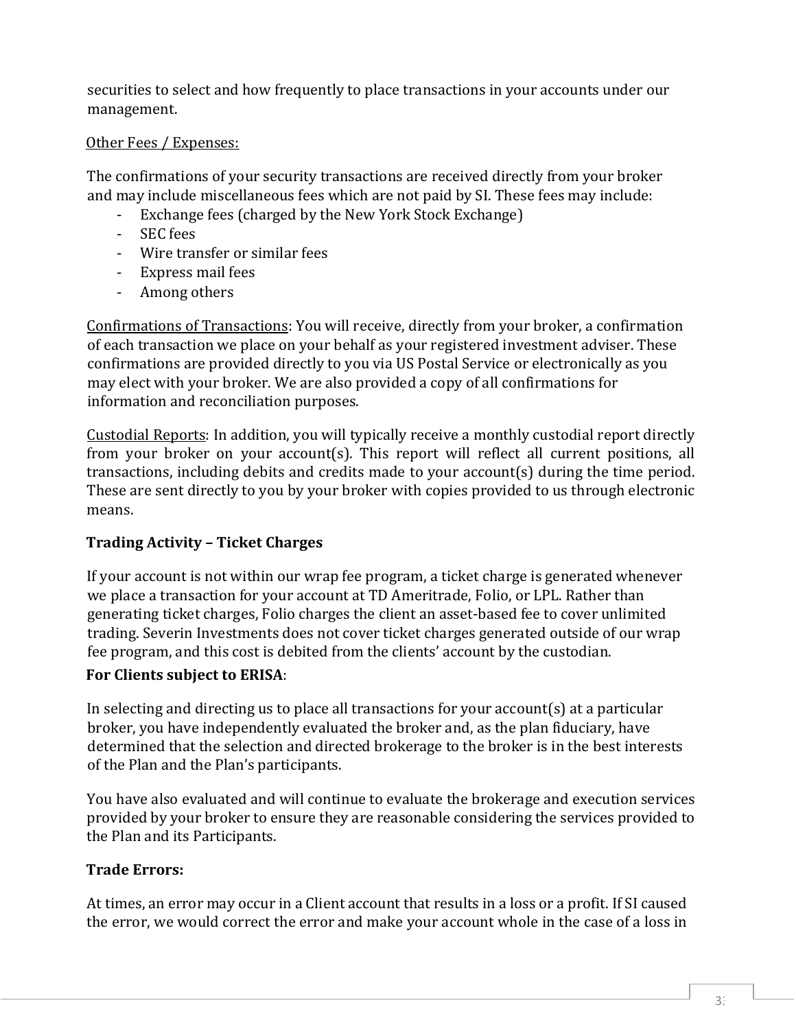securities to select and how frequently to place transactions in your accounts under our management.

Other Fees / Expenses:

The confirmations of your security transactions are received directly from your broker and may include miscellaneous fees which are not paid by SI. These fees may include:

- Exchange fees (charged by the New York Stock Exchange)
- SEC fees
- Wire transfer or similar fees
- Express mail fees
- Among others

Confirmations of Transactions: You will receive, directly from your broker, a confirmation of each transaction we place on your behalf as your registered investment adviser. These confirmations are provided directly to you via US Postal Service or electronically as you may elect with your broker. We are also provided a copy of all confirmations for information and reconciliation purposes.

Custodial Reports: In addition, you will typically receive a monthly custodial report directly from your broker on your account(s). This report will reflect all current positions, all transactions, including debits and credits made to your account(s) during the time period. These are sent directly to you by your broker with copies provided to us through electronic means.

**Trading Activity – Ticket Charges**

If your account is not within our wrap fee program, a ticket charge is generated whenever we place a transaction for your account at TD Ameritrade, Folio, or LPL. Rather than generating ticket charges, Folio charges the client an asset-based fee to cover unlimited trading. Severin Investments does not cover ticket charges generated outside of our wrap fee program, and this cost is debited from the clients' account by the custodian.

**For Clients subject to ERISA**:

In selecting and directing us to place all transactions for your account(s) at a particular broker, you have independently evaluated the broker and, as the plan fiduciary, have determined that the selection and directed brokerage to the broker is in the best interests of the Plan and the Plan's participants.

You have also evaluated and will continue to evaluate the brokerage and execution services provided by your broker to ensure they are reasonable considering the services provided to the Plan and its Participants.

**Trade Errors:**

At times, an error may occur in a Client account that results in a loss or a profit. If SI caused the error, we would correct the error and make your account whole in the case of a loss in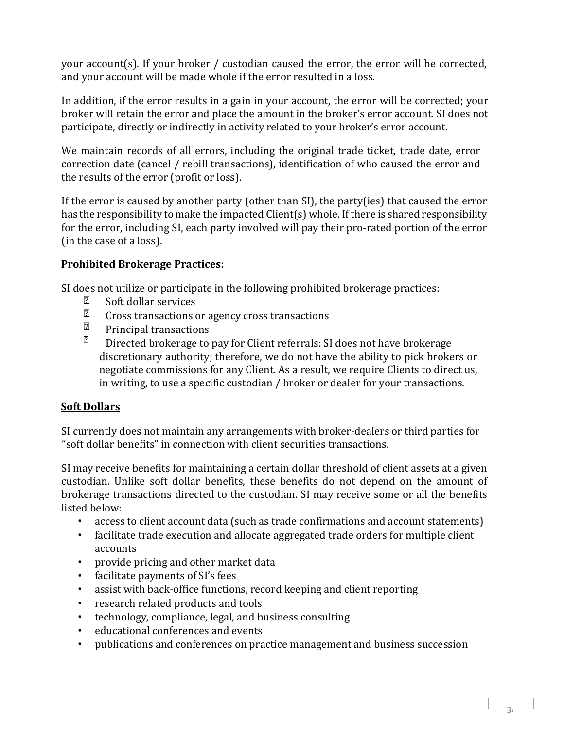your account(s). If your broker / custodian caused the error, the error will be corrected, and your account will be made whole if the error resulted in a loss.

In addition, if the error results in a gain in your account, the error will be corrected; your broker will retain the error and place the amount in the broker's error account. SI does not participate, directly or indirectly in activity related to your broker's error account.

We maintain records of all errors, including the original trade ticket, trade date, error correction date (cancel / rebill transactions), identification of who caused the error and the results of the error (profit or loss).

If the error is caused by another party (other than SI), the party(ies) that caused the error has the responsibility to make the impacted Client(s) whole. If there is shared responsibility for the error, including SI, each party involved will pay their pro-rated portion of the error (in the case of a loss).

**Prohibited Brokerage Practices:**

SI does not utilize or participate in the following prohibited brokerage practices:

- Soft dollar services
- Cross transactions or agency cross transactions
- Principal transactions
- Directed brokerage to pay for Client referrals: SI does not have brokerage discretionary authority; therefore, we do not have the ability to pick brokers or negotiate commissions for any Client. As a result, we require Clients to direct us, in writing, to use a specific custodian / broker or dealer for your transactions.

**Soft Dollars**

SI currently does not maintain any arrangements with broker-dealers or third parties for "soft dollar benefits" in connection with client securities transactions.

SI may receive benefits for maintaining a certain dollar threshold of client assets at a given custodian. Unlike soft dollar benefits, these benefits do not depend on the amount of brokerage transactions directed to the custodian. SI may receive some or all the benefits listed below:

- access to client account data (such as trade confirmations and account statements)
- facilitate trade execution and allocate aggregated trade orders for multiple client accounts
- provide pricing and other market data
- facilitate payments of SI's fees
- assist with back-office functions, record keeping and client reporting
- research related products and tools
- technology, compliance, legal, and business consulting
- educational conferences and events
- publications and conferences on practice management and business succession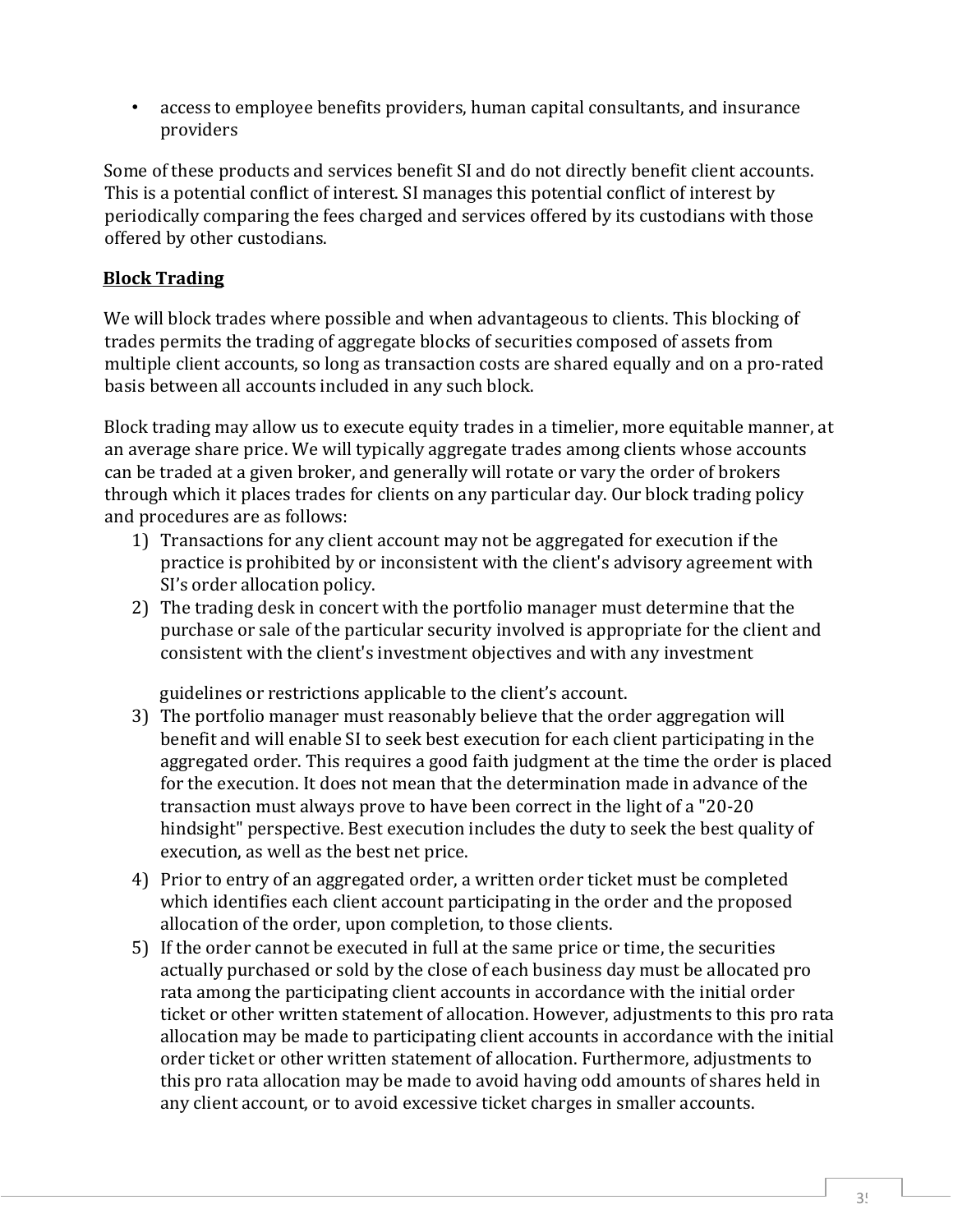- access to employee benefits providers, human capital consultants, and insurance providers

Some of these products and services benefit SI and do not directly benefit client accounts. This is a potential conflict of interest. SI manages this potential conflict of interest by periodically comparing the fees charged and services offered by its custodians with those offered by other custodians.

**Block Trading**

We will block trades where possible and when advantageous to clients. This blocking of trades permits the trading of aggregate blocks of securities composed of assets from multiple client accounts, so long as transaction costs are shared equally and on a pro-rated basis between all accounts included in any such block.

Block trading may allow us to execute equity trades in a timelier, more equitable manner, at an average share price. We will typically aggregate trades among clients whose accounts can be traded at a given broker, and generally will rotate or vary the order of brokers through which it places trades for clients on any particular day. Our block trading policy and procedures are as follows:

1) Transactions for any client account may not be aggregated for execution if the practice is prohibited by or inconsistent with the client's advisory agreement with SI's order allocation policy.
2) The trading desk in concert with the portfolio manager must determine that the purchase or sale of the particular security involved is appropriate for the client and consistent with the client's investment objectives and with any investment guidelines or restrictions applicable to the client's account.
3) The portfolio manager must reasonably believe that the order aggregation will benefit and will enable SI to seek best execution for each client participating in the aggregated order. This requires a good faith judgment at the time the order is placed for the execution. It does not mean that the determination made in advance of the transaction must always prove to have been correct in the light of a "20-20 hindsight" perspective. Best execution includes the duty to seek the best quality of execution, as well as the best net price.
4) Prior to entry of an aggregated order, a written order ticket must be completed which identifies each client account participating in the order and the proposed allocation of the order, upon completion, to those clients.
5) If the order cannot be executed in full at the same price or time, the securities actually purchased or sold by the close of each business day must be allocated pro rata among the participating client accounts in accordance with the initial order ticket or other written statement of allocation. However, adjustments to this pro rata allocation may be made to participating client accounts in accordance with the initial order ticket or other written statement of allocation. Furthermore, adjustments to this pro rata allocation may be made to avoid having odd amounts of shares held in any client account, or to avoid excessive ticket charges in smaller accounts.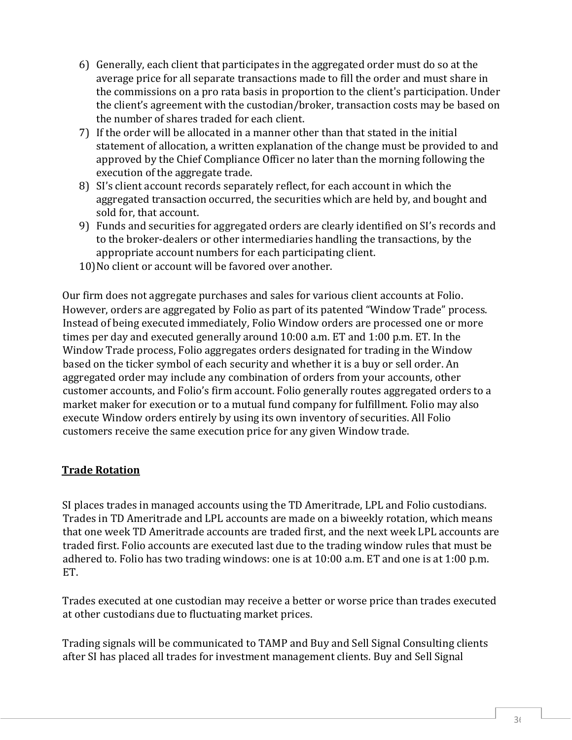6) Generally, each client that participates in the aggregated order must do so at the average price for all separate transactions made to fill the order and must share in the commissions on a pro rata basis in proportion to the client's participation. Under the client's agreement with the custodian/broker, transaction costs may be based on the number of shares traded for each client.
7) If the order will be allocated in a manner other than that stated in the initial statement of allocation, a written explanation of the change must be provided to and approved by the Chief Compliance Officer no later than the morning following the execution of the aggregate trade.
8) SI's client account records separately reflect, for each account in which the aggregated transaction occurred, the securities which are held by, and bought and sold for, that account.
9) Funds and securities for aggregated orders are clearly identified on SI's records and to the broker-dealers or other intermediaries handling the transactions, by the appropriate account numbers for each participating client.
10) No client or account will be favored over another.

Our firm does not aggregate purchases and sales for various client accounts at Folio. However, orders are aggregated by Folio as part of its patented "Window Trade" process. Instead of being executed immediately, Folio Window orders are processed one or more times per day and executed generally around 10:00 a.m. ET and 1:00 p.m. ET. In the Window Trade process, Folio aggregates orders designated for trading in the Window based on the ticker symbol of each security and whether it is a buy or sell order. An aggregated order may include any combination of orders from your accounts, other customer accounts, and Folio's firm account. Folio generally routes aggregated orders to a market maker for execution or to a mutual fund company for fulfillment. Folio may also execute Window orders entirely by using its own inventory of securities. All Folio customers receive the same execution price for any given Window trade.

**Trade Rotation**

SI places trades in managed accounts using the TD Ameritrade, LPL and Folio custodians. Trades in TD Ameritrade and LPL accounts are made on a biweekly rotation, which means that one week TD Ameritrade accounts are traded first, and the next week LPL accounts are traded first. Folio accounts are executed last due to the trading window rules that must be adhered to. Folio has two trading windows: one is at 10:00 a.m. ET and one is at 1:00 p.m. ET.

Trades executed at one custodian may receive a better or worse price than trades executed at other custodians due to fluctuating market prices.

Trading signals will be communicated to TAMP and Buy and Sell Signal Consulting clients after SI has placed all trades for investment management clients. Buy and Sell Signal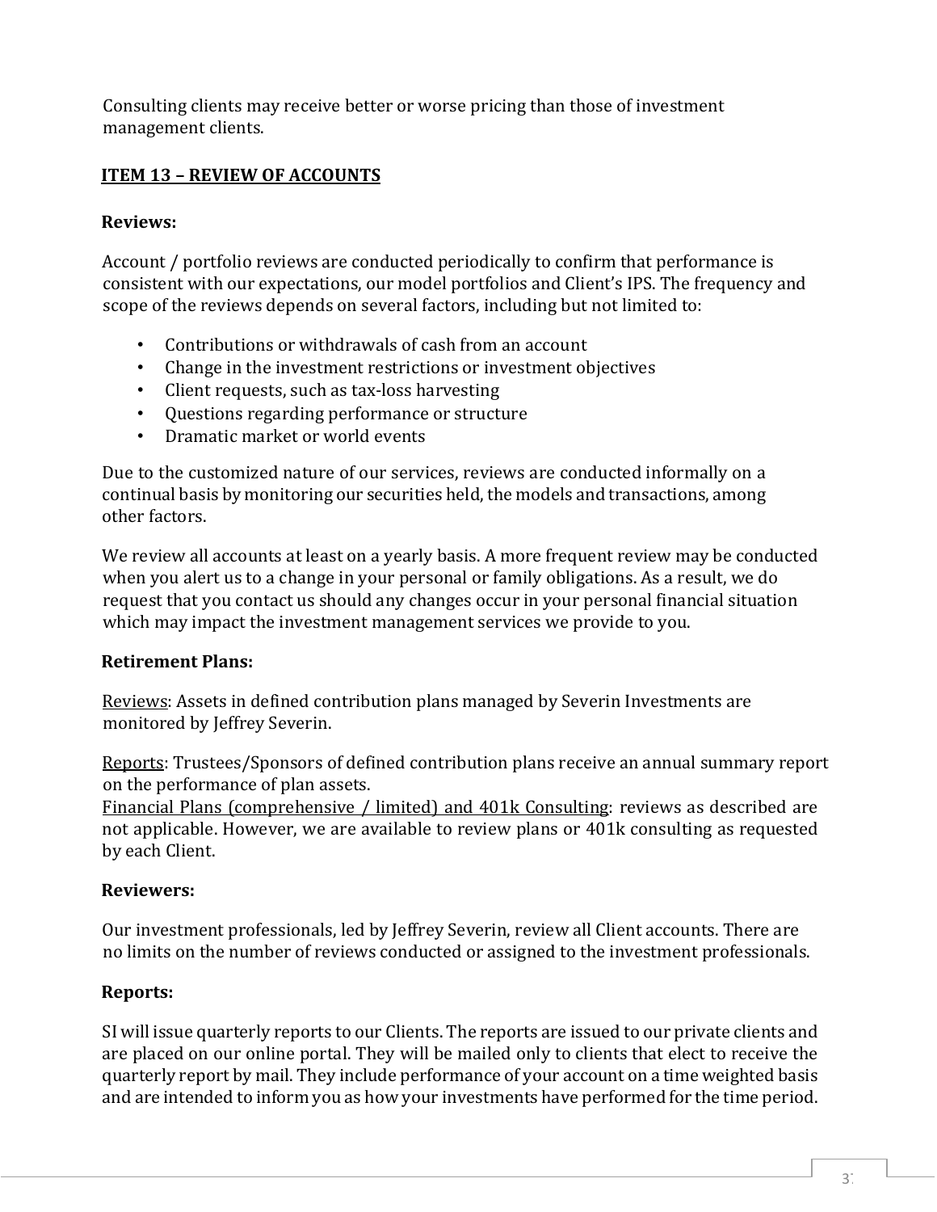Consulting clients may receive better or worse pricing than those of investment management clients.

## ITEM 13 – REVIEW OF ACCOUNTS

### Reviews:

Account / portfolio reviews are conducted periodically to confirm that performance is consistent with our expectations, our model portfolios and Client's IPS. The frequency and scope of the reviews depends on several factors, including but not limited to:

- Contributions or withdrawals of cash from an account
- Change in the investment restrictions or investment objectives
- Client requests, such as tax-loss harvesting
- Questions regarding performance or structure
- Dramatic market or world events

Due to the customized nature of our services, reviews are conducted informally on a continual basis by monitoring our securities held, the models and transactions, among other factors.

We review all accounts at least on a yearly basis. A more frequent review may be conducted when you alert us to a change in your personal or family obligations. As a result, we do request that you contact us should any changes occur in your personal financial situation which may impact the investment management services we provide to you.

### Retirement Plans:

Reviews: Assets in defined contribution plans managed by Severin Investments are monitored by Jeffrey Severin.

Reports: Trustees/Sponsors of defined contribution plans receive an annual summary report on the performance of plan assets.

Financial Plans (comprehensive / limited) and 401k Consulting: reviews as described are not applicable. However, we are available to review plans or 401k consulting as requested by each Client.

### Reviewers:

Our investment professionals, led by Jeffrey Severin, review all Client accounts. There are no limits on the number of reviews conducted or assigned to the investment professionals.

### Reports:

SI will issue quarterly reports to our Clients. The reports are issued to our private clients and are placed on our online portal. They will be mailed only to clients that elect to receive the quarterly report by mail. They include performance of your account on a time weighted basis and are intended to inform you as how your investments have performed for the time period.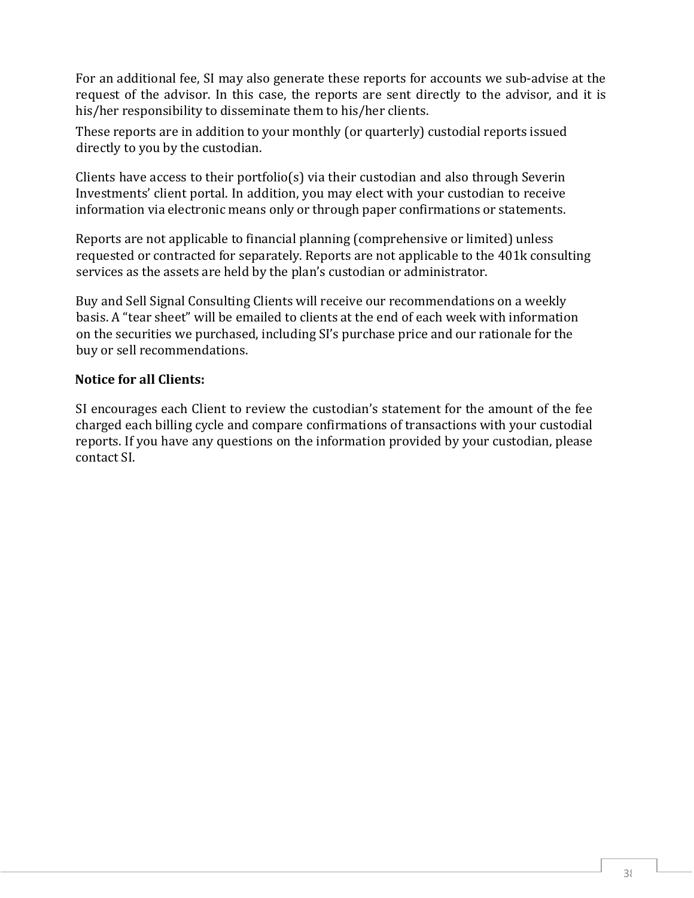For an additional fee, SI may also generate these reports for accounts we sub-advise at the request of the advisor. In this case, the reports are sent directly to the advisor, and it is his/her responsibility to disseminate them to his/her clients.

These reports are in addition to your monthly (or quarterly) custodial reports issued directly to you by the custodian.

Clients have access to their portfolio(s) via their custodian and also through Severin Investments' client portal. In addition, you may elect with your custodian to receive information via electronic means only or through paper confirmations or statements.

Reports are not applicable to financial planning (comprehensive or limited) unless requested or contracted for separately. Reports are not applicable to the 401k consulting services as the assets are held by the plan's custodian or administrator.

Buy and Sell Signal Consulting Clients will receive our recommendations on a weekly basis. A "tear sheet" will be emailed to clients at the end of each week with information on the securities we purchased, including SI's purchase price and our rationale for the buy or sell recommendations.

**Notice for all Clients:**

SI encourages each Client to review the custodian's statement for the amount of the fee charged each billing cycle and compare confirmations of transactions with your custodial reports. If you have any questions on the information provided by your custodian, please contact SI.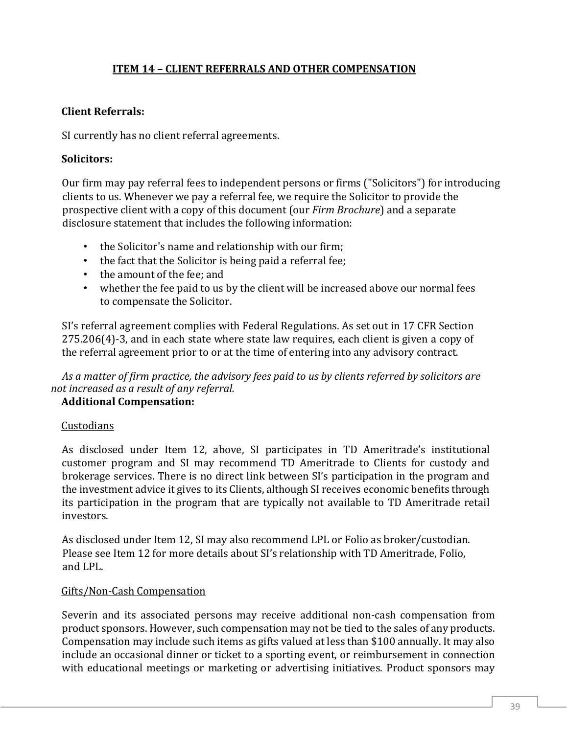## ITEM 14 – CLIENT REFERRALS AND OTHER COMPENSATION

**Client Referrals:**

SI currently has no client referral agreements.

**Solicitors:**

Our firm may pay referral fees to independent persons or firms ("Solicitors") for introducing clients to us. Whenever we pay a referral fee, we require the Solicitor to provide the prospective client with a copy of this document (our *Firm Brochure*) and a separate disclosure statement that includes the following information:

- the Solicitor's name and relationship with our firm;
- the fact that the Solicitor is being paid a referral fee;
- the amount of the fee; and
- whether the fee paid to us by the client will be increased above our normal fees to compensate the Solicitor.

SI's referral agreement complies with Federal Regulations. As set out in 17 CFR Section 275.206(4)-3, and in each state where state law requires, each client is given a copy of the referral agreement prior to or at the time of entering into any advisory contract.

*As a matter of firm practice, the advisory fees paid to us by clients referred by solicitors are not increased as a result of any referral.*

**Additional Compensation:**

Custodians

As disclosed under Item 12, above, SI participates in TD Ameritrade's institutional customer program and SI may recommend TD Ameritrade to Clients for custody and brokerage services. There is no direct link between SI's participation in the program and the investment advice it gives to its Clients, although SI receives economic benefits through its participation in the program that are typically not available to TD Ameritrade retail investors.

As disclosed under Item 12, SI may also recommend LPL or Folio as broker/custodian. Please see Item 12 for more details about SI's relationship with TD Ameritrade, Folio, and LPL.

Gifts/Non-Cash Compensation

Severin and its associated persons may receive additional non-cash compensation from product sponsors. However, such compensation may not be tied to the sales of any products. Compensation may include such items as gifts valued at less than $100 annually. It may also include an occasional dinner or ticket to a sporting event, or reimbursement in connection with educational meetings or marketing or advertising initiatives. Product sponsors may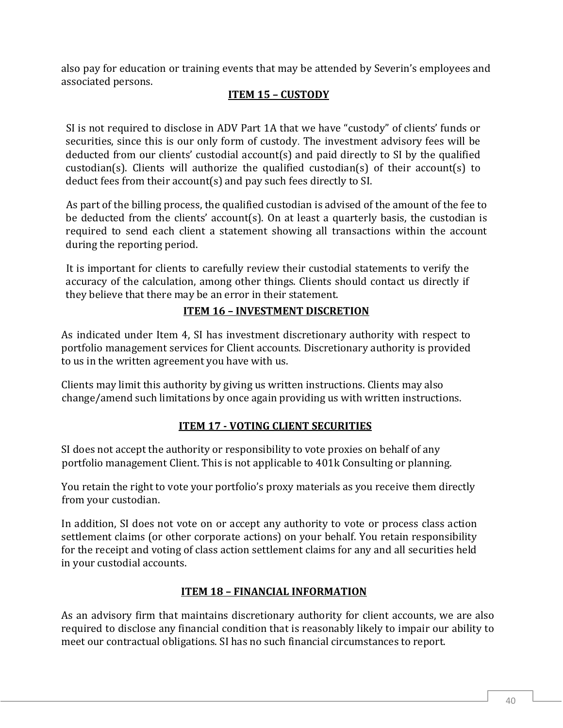also pay for education or training events that may be attended by Severin's employees and associated persons.

## ITEM 15 – CUSTODY

SI is not required to disclose in ADV Part 1A that we have "custody" of clients' funds or securities, since this is our only form of custody. The investment advisory fees will be deducted from our clients' custodial account(s) and paid directly to SI by the qualified custodian(s). Clients will authorize the qualified custodian(s) of their account(s) to deduct fees from their account(s) and pay such fees directly to SI.

As part of the billing process, the qualified custodian is advised of the amount of the fee to be deducted from the clients' account(s). On at least a quarterly basis, the custodian is required to send each client a statement showing all transactions within the account during the reporting period.

It is important for clients to carefully review their custodial statements to verify the accuracy of the calculation, among other things. Clients should contact us directly if they believe that there may be an error in their statement.

## ITEM 16 – INVESTMENT DISCRETION

As indicated under Item 4, SI has investment discretionary authority with respect to portfolio management services for Client accounts. Discretionary authority is provided to us in the written agreement you have with us.

Clients may limit this authority by giving us written instructions. Clients may also change/amend such limitations by once again providing us with written instructions.

## ITEM 17 - VOTING CLIENT SECURITIES

SI does not accept the authority or responsibility to vote proxies on behalf of any portfolio management Client. This is not applicable to 401k Consulting or planning.

You retain the right to vote your portfolio's proxy materials as you receive them directly from your custodian.

In addition, SI does not vote on or accept any authority to vote or process class action settlement claims (or other corporate actions) on your behalf. You retain responsibility for the receipt and voting of class action settlement claims for any and all securities held in your custodial accounts.

## ITEM 18 – FINANCIAL INFORMATION

As an advisory firm that maintains discretionary authority for client accounts, we are also required to disclose any financial condition that is reasonably likely to impair our ability to meet our contractual obligations. SI has no such financial circumstances to report.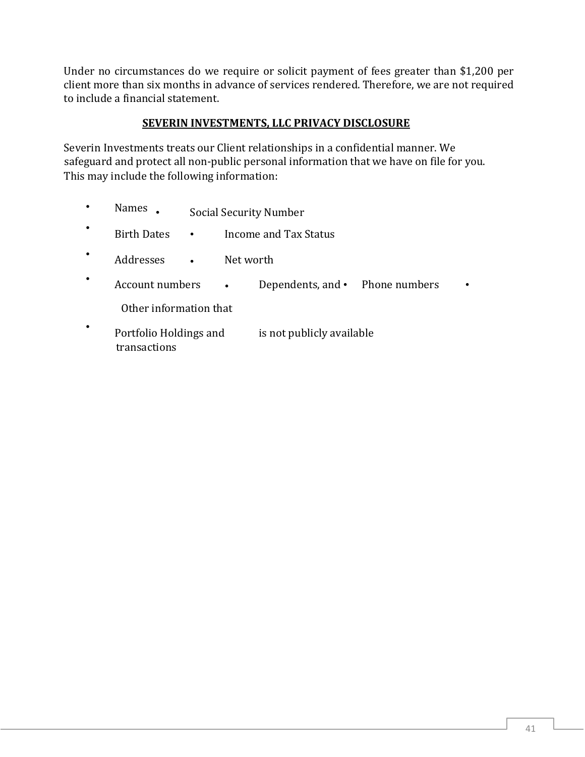Under no circumstances do we require or solicit payment of fees greater than $1,200 per client more than six months in advance of services rendered. Therefore, we are not required to include a financial statement.

## SEVERIN INVESTMENTS, LLC PRIVACY DISCLOSURE

Severin Investments treats our Client relationships in a confidential manner. We safeguard and protect all non-public personal information that we have on file for you. This may include the following information:

- Names
- Birth Dates
- Addresses
- Account numbers
- Portfolio Holdings and transactions
- Social Security Number
- Income and Tax Status
- Net worth
- Dependents, and
- Phone numbers
- Other information that is not publicly available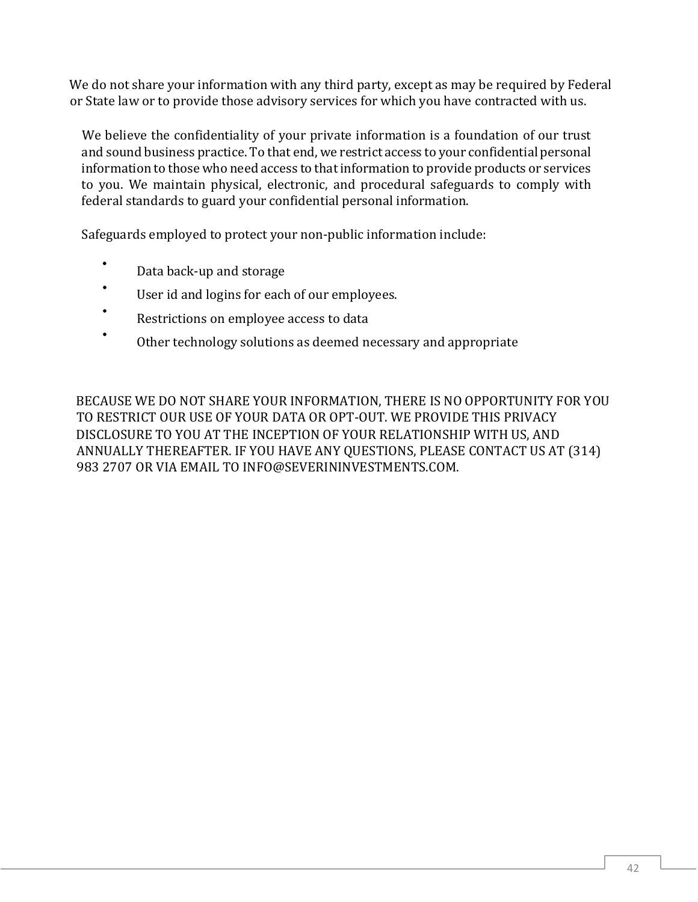We do not share your information with any third party, except as may be required by Federal or State law or to provide those advisory services for which you have contracted with us.

We believe the confidentiality of your private information is a foundation of our trust and sound business practice. To that end, we restrict access to your confidential personal information to those who need access to that information to provide products or services to you. We maintain physical, electronic, and procedural safeguards to comply with federal standards to guard your confidential personal information.

Safeguards employed to protect your non-public information include:

- Data back-up and storage
- User id and logins for each of our employees.
- Restrictions on employee access to data
- Other technology solutions as deemed necessary and appropriate

BECAUSE WE DO NOT SHARE YOUR INFORMATION, THERE IS NO OPPORTUNITY FOR YOU TO RESTRICT OUR USE OF YOUR DATA OR OPT-OUT. WE PROVIDE THIS PRIVACY DISCLOSURE TO YOU AT THE INCEPTION OF YOUR RELATIONSHIP WITH US, AND ANNUALLY THEREAFTER. IF YOU HAVE ANY QUESTIONS, PLEASE CONTACT US AT (314) 983 2707 OR VIA EMAIL TO INFO@SEVERININVESTMENTS.COM.